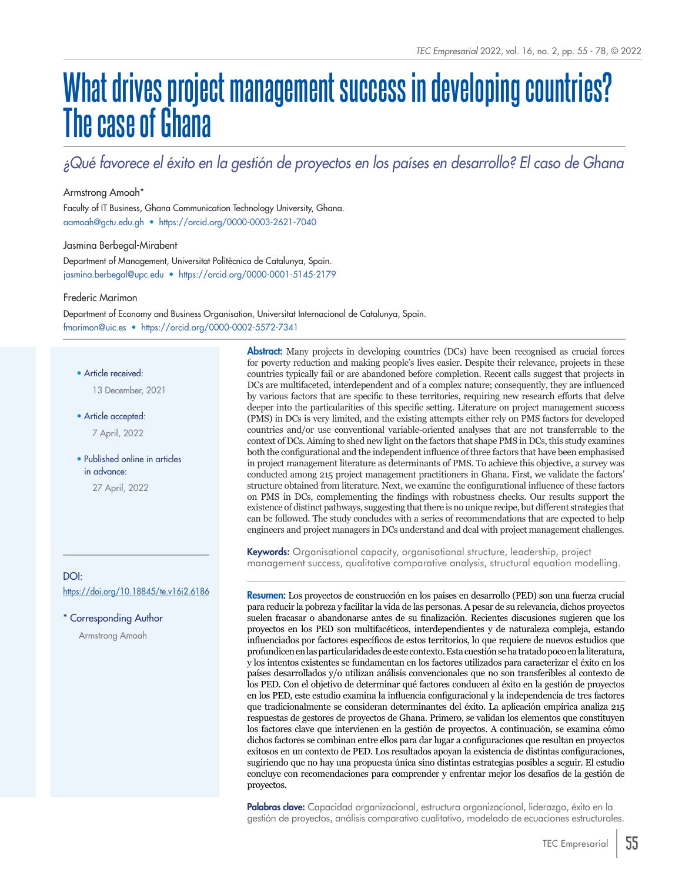# What drives project management success in developing countries? The case of Ghana

*¿Qué favorece el éxito en la gestión de proyectos en los países en desarrollo? El caso de Ghana*

Armstrong Amoah*

Faculty of IT Business, Ghana Communication Technology University, Ghana.
aamoah@gctu.edu.gh • https://orcid.org/0000-0003-2621-7040

Jasmina Berbegal-Mirabent

Department of Management, Universitat Politècnica de Catalunya, Spain.
jasmina.berbegal@upc.edu • https://orcid.org/0000-0001-5145-2179

Frederic Marimon

Department of Economy and Business Organisation, Universitat Internacional de Catalunya, Spain.
fmarimon@uic.es • https://orcid.org/0000-0002-5572-7341

- Article received: 13 December, 2021
- Article accepted: 7 April, 2022
- Published online in articles in advance: 27 April, 2022

DOI: https://doi.org/10.18845/te.v16i2.6186

\* Corresponding Author
Armstrong Amoah

**Abstract:** Many projects in developing countries (DCs) have been recognised as crucial forces for poverty reduction and making people's lives easier. Despite their relevance, projects in these countries typically fail or are abandoned before completion. Recent calls suggest that projects in DCs are multifaceted, interdependent and of a complex nature; consequently, they are influenced by various factors that are specific to these territories, requiring new research efforts that delve deeper into the particularities of this specific setting. Literature on project management success (PMS) in DCs is very limited, and the existing attempts either rely on PMS factors for developed countries and/or use conventional variable-oriented analyses that are not transferrable to the context of DCs. Aiming to shed new light on the factors that shape PMS in DCs, this study examines both the configurational and the independent influence of three factors that have been emphasised in project management literature as determinants of PMS. To achieve this objective, a survey was conducted among 215 project management practitioners in Ghana. First, we validate the factors' structure obtained from literature. Next, we examine the configurational influence of these factors on PMS in DCs, complementing the findings with robustness checks. Our results support the existence of distinct pathways, suggesting that there is no unique recipe, but different strategies that can be followed. The study concludes with a series of recommendations that are expected to help engineers and project managers in DCs understand and deal with project management challenges.

**Keywords:** Organisational capacity, organisational structure, leadership, project management success, qualitative comparative analysis, structural equation modelling.

**Resumen:** Los proyectos de construcción en los países en desarrollo (PED) son una fuerza crucial para reducir la pobreza y facilitar la vida de las personas. A pesar de su relevancia, dichos proyectos suelen fracasar o abandonarse antes de su finalización. Recientes discusiones sugieren que los proyectos en los PED son multifacéticos, interdependientes y de naturaleza compleja, estando influenciados por factores específicos de estos territorios, lo que requiere de nuevos estudios que profundicen en las particularidades de este contexto. Esta cuestión se ha tratado poco en la literatura, y los intentos existentes se fundamentan en los factores utilizados para caracterizar el éxito en los países desarrollados y/o utilizan análisis convencionales que no son transferibles al contexto de los PED. Con el objetivo de determinar qué factores conducen al éxito en la gestión de proyectos en los PED, este estudio examina la influencia configuracional y la independencia de tres factores que tradicionalmente se consideran determinantes del éxito. La aplicación empírica analiza 215 respuestas de gestores de proyectos de Ghana. Primero, se validan los elementos que constituyen los factores clave que intervienen en la gestión de proyectos. A continuación, se examina cómo dichos factores se combinan entre ellos para dar lugar a configuraciones que resultan en proyectos exitosos en un contexto de PED. Los resultados apoyan la existencia de distintas configuraciones, sugiriendo que no hay una propuesta única sino distintas estrategias posibles a seguir. El estudio concluye con recomendaciones para comprender y enfrentar mejor los desafíos de la gestión de proyectos.

**Palabras clave:** Capacidad organizacional, estructura organizacional, liderazgo, éxito en la gestión de proyectos, análisis comparativo cualitativo, modelado de ecuaciones estructurales.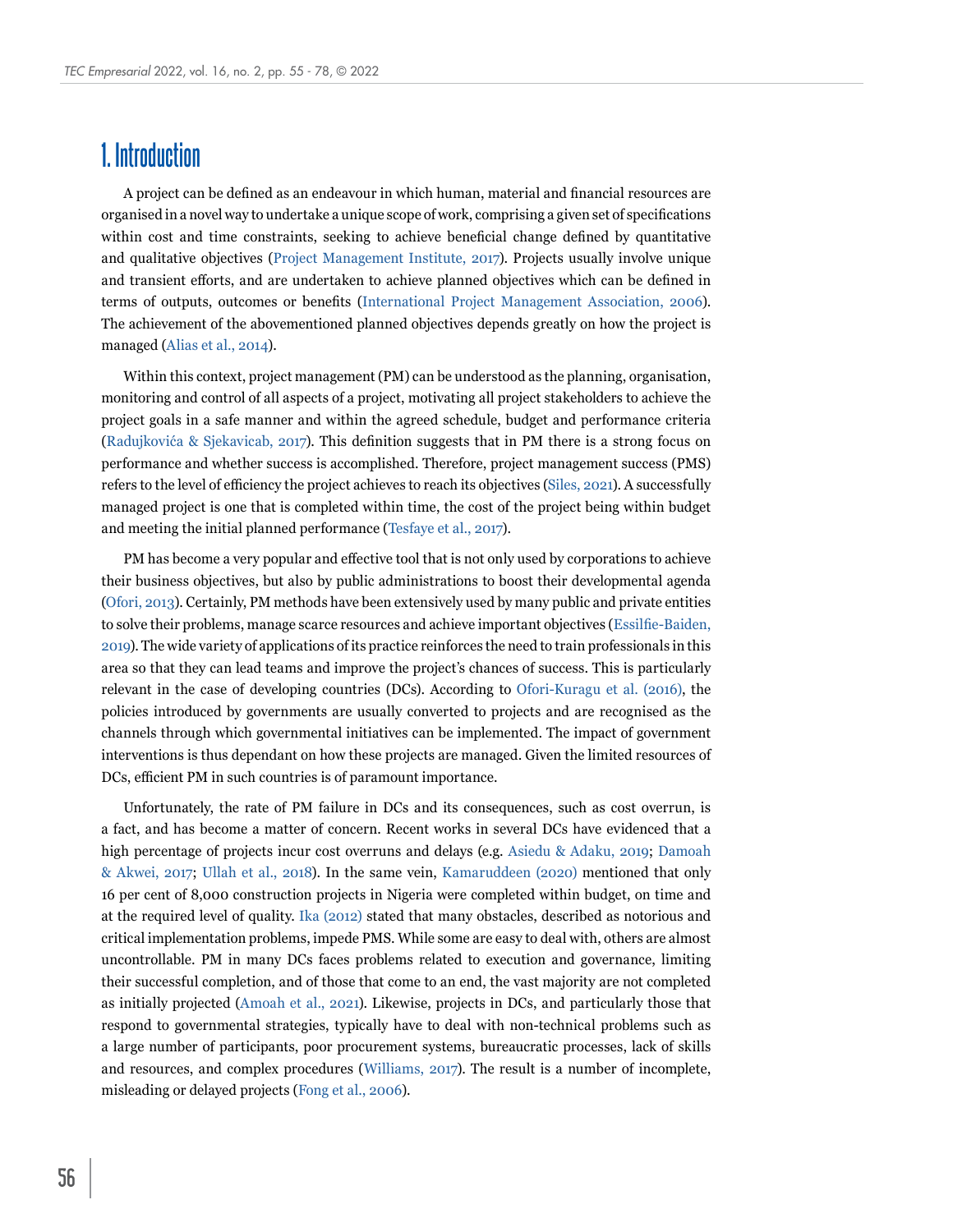# 1. Introduction

A project can be defined as an endeavour in which human, material and financial resources are organised in a novel way to undertake a unique scope of work, comprising a given set of specifications within cost and time constraints, seeking to achieve beneficial change defined by quantitative and qualitative objectives (Project Management Institute, 2017). Projects usually involve unique and transient efforts, and are undertaken to achieve planned objectives which can be defined in terms of outputs, outcomes or benefits (International Project Management Association, 2006). The achievement of the abovementioned planned objectives depends greatly on how the project is managed (Alias et al., 2014).

Within this context, project management (PM) can be understood as the planning, organisation, monitoring and control of all aspects of a project, motivating all project stakeholders to achieve the project goals in a safe manner and within the agreed schedule, budget and performance criteria (Radujkovića & Sjekavicab, 2017). This definition suggests that in PM there is a strong focus on performance and whether success is accomplished. Therefore, project management success (PMS) refers to the level of efficiency the project achieves to reach its objectives (Siles, 2021). A successfully managed project is one that is completed within time, the cost of the project being within budget and meeting the initial planned performance (Tesfaye et al., 2017).

PM has become a very popular and effective tool that is not only used by corporations to achieve their business objectives, but also by public administrations to boost their developmental agenda (Ofori, 2013). Certainly, PM methods have been extensively used by many public and private entities to solve their problems, manage scarce resources and achieve important objectives (Essilfie-Baiden, 2019). The wide variety of applications of its practice reinforces the need to train professionals in this area so that they can lead teams and improve the project's chances of success. This is particularly relevant in the case of developing countries (DCs). According to Ofori-Kuragu et al. (2016), the policies introduced by governments are usually converted to projects and are recognised as the channels through which governmental initiatives can be implemented. The impact of government interventions is thus dependant on how these projects are managed. Given the limited resources of DCs, efficient PM in such countries is of paramount importance.

Unfortunately, the rate of PM failure in DCs and its consequences, such as cost overrun, is a fact, and has become a matter of concern. Recent works in several DCs have evidenced that a high percentage of projects incur cost overruns and delays (e.g. Asiedu & Adaku, 2019; Damoah & Akwei, 2017; Ullah et al., 2018). In the same vein, Kamaruddeen (2020) mentioned that only 16 per cent of 8,000 construction projects in Nigeria were completed within budget, on time and at the required level of quality. Ika (2012) stated that many obstacles, described as notorious and critical implementation problems, impede PMS. While some are easy to deal with, others are almost uncontrollable. PM in many DCs faces problems related to execution and governance, limiting their successful completion, and of those that come to an end, the vast majority are not completed as initially projected (Amoah et al., 2021). Likewise, projects in DCs, and particularly those that respond to governmental strategies, typically have to deal with non-technical problems such as a large number of participants, poor procurement systems, bureaucratic processes, lack of skills and resources, and complex procedures (Williams, 2017). The result is a number of incomplete, misleading or delayed projects (Fong et al., 2006).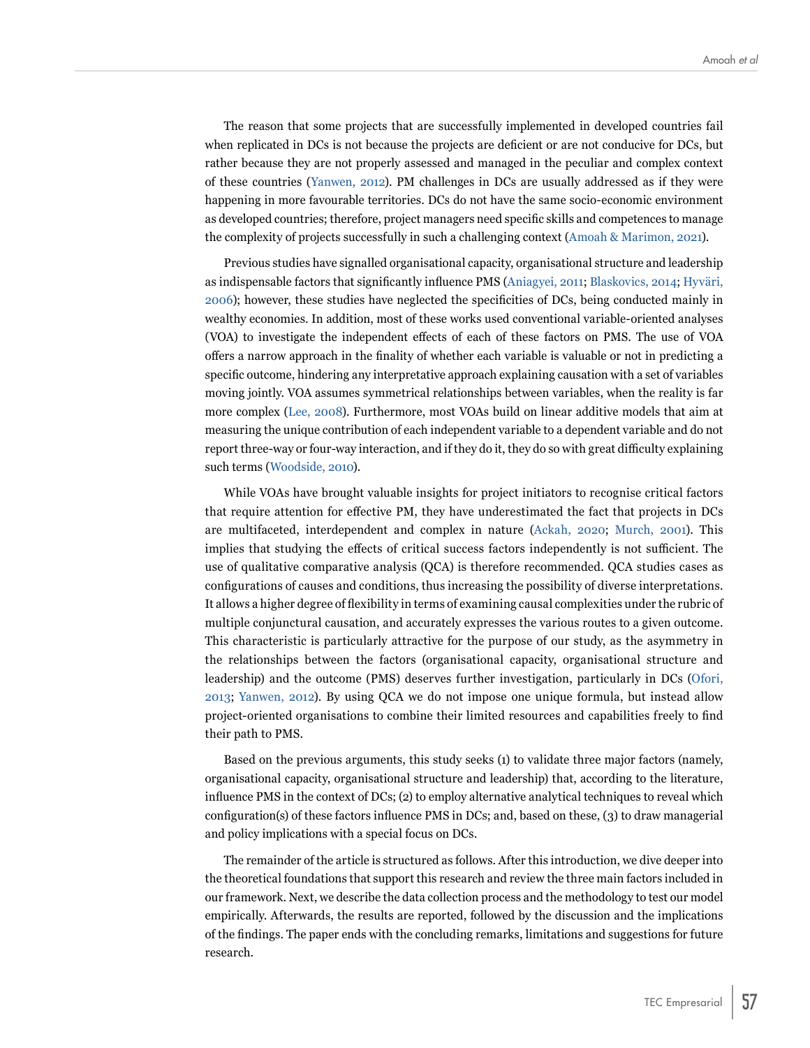The reason that some projects that are successfully implemented in developed countries fail when replicated in DCs is not because the projects are deficient or are not conducive for DCs, but rather because they are not properly assessed and managed in the peculiar and complex context of these countries (Yanwen, 2012). PM challenges in DCs are usually addressed as if they were happening in more favourable territories. DCs do not have the same socio-economic environment as developed countries; therefore, project managers need specific skills and competences to manage the complexity of projects successfully in such a challenging context (Amoah & Marimon, 2021).

Previous studies have signalled organisational capacity, organisational structure and leadership as indispensable factors that significantly influence PMS (Aniagyei, 2011; Blaskovics, 2014; Hyväri, 2006); however, these studies have neglected the specificities of DCs, being conducted mainly in wealthy economies. In addition, most of these works used conventional variable-oriented analyses (VOA) to investigate the independent effects of each of these factors on PMS. The use of VOA offers a narrow approach in the finality of whether each variable is valuable or not in predicting a specific outcome, hindering any interpretative approach explaining causation with a set of variables moving jointly. VOA assumes symmetrical relationships between variables, when the reality is far more complex (Lee, 2008). Furthermore, most VOAs build on linear additive models that aim at measuring the unique contribution of each independent variable to a dependent variable and do not report three-way or four-way interaction, and if they do it, they do so with great difficulty explaining such terms (Woodside, 2010).

While VOAs have brought valuable insights for project initiators to recognise critical factors that require attention for effective PM, they have underestimated the fact that projects in DCs are multifaceted, interdependent and complex in nature (Ackah, 2020; Murch, 2001). This implies that studying the effects of critical success factors independently is not sufficient. The use of qualitative comparative analysis (QCA) is therefore recommended. QCA studies cases as configurations of causes and conditions, thus increasing the possibility of diverse interpretations. It allows a higher degree of flexibility in terms of examining causal complexities under the rubric of multiple conjunctural causation, and accurately expresses the various routes to a given outcome. This characteristic is particularly attractive for the purpose of our study, as the asymmetry in the relationships between the factors (organisational capacity, organisational structure and leadership) and the outcome (PMS) deserves further investigation, particularly in DCs (Ofori, 2013; Yanwen, 2012). By using QCA we do not impose one unique formula, but instead allow project-oriented organisations to combine their limited resources and capabilities freely to find their path to PMS.

Based on the previous arguments, this study seeks (1) to validate three major factors (namely, organisational capacity, organisational structure and leadership) that, according to the literature, influence PMS in the context of DCs; (2) to employ alternative analytical techniques to reveal which configuration(s) of these factors influence PMS in DCs; and, based on these, (3) to draw managerial and policy implications with a special focus on DCs.

The remainder of the article is structured as follows. After this introduction, we dive deeper into the theoretical foundations that support this research and review the three main factors included in our framework. Next, we describe the data collection process and the methodology to test our model empirically. Afterwards, the results are reported, followed by the discussion and the implications of the findings. The paper ends with the concluding remarks, limitations and suggestions for future research.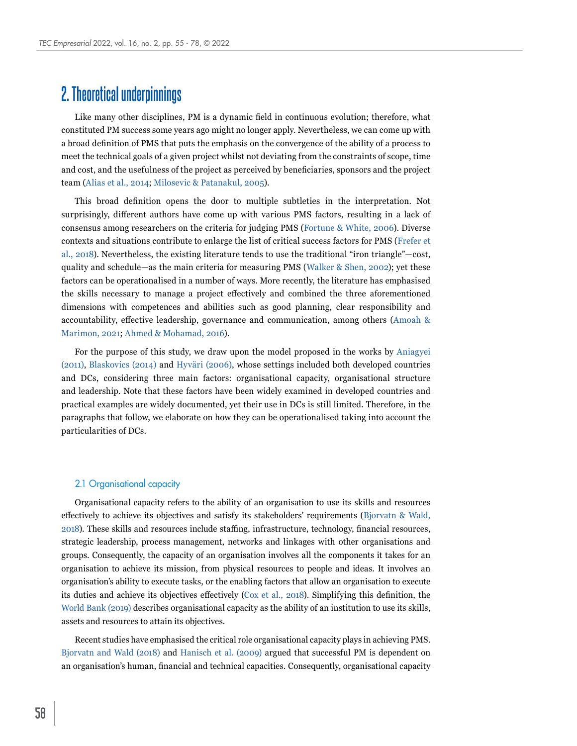# 2. Theoretical underpinnings

Like many other disciplines, PM is a dynamic field in continuous evolution; therefore, what constituted PM success some years ago might no longer apply. Nevertheless, we can come up with a broad definition of PMS that puts the emphasis on the convergence of the ability of a process to meet the technical goals of a given project whilst not deviating from the constraints of scope, time and cost, and the usefulness of the project as perceived by beneficiaries, sponsors and the project team (Alias et al., 2014; Milosevic & Patanakul, 2005).

This broad definition opens the door to multiple subtleties in the interpretation. Not surprisingly, different authors have come up with various PMS factors, resulting in a lack of consensus among researchers on the criteria for judging PMS (Fortune & White, 2006). Diverse contexts and situations contribute to enlarge the list of critical success factors for PMS (Frefer et al., 2018). Nevertheless, the existing literature tends to use the traditional "iron triangle"—cost, quality and schedule—as the main criteria for measuring PMS (Walker & Shen, 2002); yet these factors can be operationalised in a number of ways. More recently, the literature has emphasised the skills necessary to manage a project effectively and combined the three aforementioned dimensions with competences and abilities such as good planning, clear responsibility and accountability, effective leadership, governance and communication, among others (Amoah & Marimon, 2021; Ahmed & Mohamad, 2016).

For the purpose of this study, we draw upon the model proposed in the works by Aniagyei (2011), Blaskovics (2014) and Hyväri (2006), whose settings included both developed countries and DCs, considering three main factors: organisational capacity, organisational structure and leadership. Note that these factors have been widely examined in developed countries and practical examples are widely documented, yet their use in DCs is still limited. Therefore, in the paragraphs that follow, we elaborate on how they can be operationalised taking into account the particularities of DCs.

## 2.1 Organisational capacity

Organisational capacity refers to the ability of an organisation to use its skills and resources effectively to achieve its objectives and satisfy its stakeholders' requirements (Bjorvatn & Wald, 2018). These skills and resources include staffing, infrastructure, technology, financial resources, strategic leadership, process management, networks and linkages with other organisations and groups. Consequently, the capacity of an organisation involves all the components it takes for an organisation to achieve its mission, from physical resources to people and ideas. It involves an organisation's ability to execute tasks, or the enabling factors that allow an organisation to execute its duties and achieve its objectives effectively (Cox et al., 2018). Simplifying this definition, the World Bank (2019) describes organisational capacity as the ability of an institution to use its skills, assets and resources to attain its objectives.

Recent studies have emphasised the critical role organisational capacity plays in achieving PMS. Bjorvatn and Wald (2018) and Hanisch et al. (2009) argued that successful PM is dependent on an organisation's human, financial and technical capacities. Consequently, organisational capacity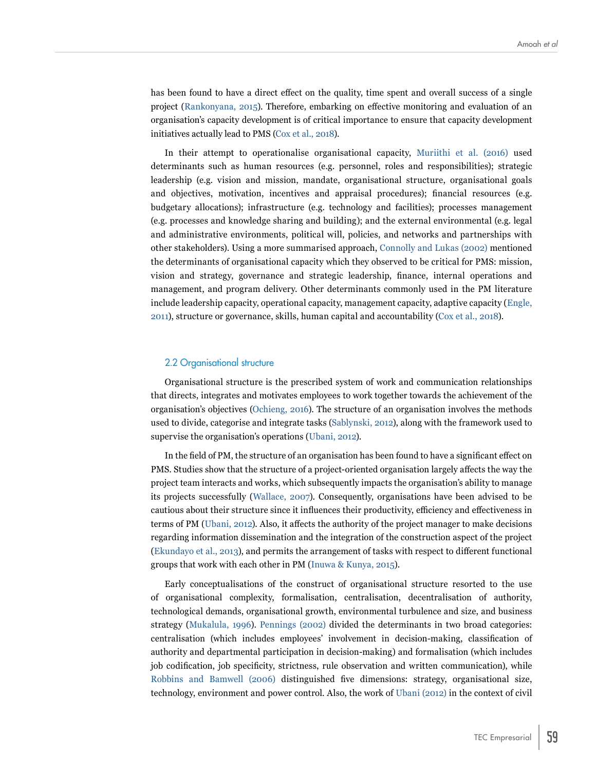has been found to have a direct effect on the quality, time spent and overall success of a single project (Rankonyana, 2015). Therefore, embarking on effective monitoring and evaluation of an organisation's capacity development is of critical importance to ensure that capacity development initiatives actually lead to PMS (Cox et al., 2018).

In their attempt to operationalise organisational capacity, Muriithi et al. (2016) used determinants such as human resources (e.g. personnel, roles and responsibilities); strategic leadership (e.g. vision and mission, mandate, organisational structure, organisational goals and objectives, motivation, incentives and appraisal procedures); financial resources (e.g. budgetary allocations); infrastructure (e.g. technology and facilities); processes management (e.g. processes and knowledge sharing and building); and the external environmental (e.g. legal and administrative environments, political will, policies, and networks and partnerships with other stakeholders). Using a more summarised approach, Connolly and Lukas (2002) mentioned the determinants of organisational capacity which they observed to be critical for PMS: mission, vision and strategy, governance and strategic leadership, finance, internal operations and management, and program delivery. Other determinants commonly used in the PM literature include leadership capacity, operational capacity, management capacity, adaptive capacity (Engle, 2011), structure or governance, skills, human capital and accountability (Cox et al., 2018).

## 2.2 Organisational structure

Organisational structure is the prescribed system of work and communication relationships that directs, integrates and motivates employees to work together towards the achievement of the organisation's objectives (Ochieng, 2016). The structure of an organisation involves the methods used to divide, categorise and integrate tasks (Sablynski, 2012), along with the framework used to supervise the organisation's operations (Ubani, 2012).

In the field of PM, the structure of an organisation has been found to have a significant effect on PMS. Studies show that the structure of a project-oriented organisation largely affects the way the project team interacts and works, which subsequently impacts the organisation's ability to manage its projects successfully (Wallace, 2007). Consequently, organisations have been advised to be cautious about their structure since it influences their productivity, efficiency and effectiveness in terms of PM (Ubani, 2012). Also, it affects the authority of the project manager to make decisions regarding information dissemination and the integration of the construction aspect of the project (Ekundayo et al., 2013), and permits the arrangement of tasks with respect to different functional groups that work with each other in PM (Inuwa & Kunya, 2015).

Early conceptualisations of the construct of organisational structure resorted to the use of organisational complexity, formalisation, centralisation, decentralisation of authority, technological demands, organisational growth, environmental turbulence and size, and business strategy (Mukalula, 1996). Pennings (2002) divided the determinants in two broad categories: centralisation (which includes employees' involvement in decision-making, classification of authority and departmental participation in decision-making) and formalisation (which includes job codification, job specificity, strictness, rule observation and written communication), while Robbins and Bamwell (2006) distinguished five dimensions: strategy, organisational size, technology, environment and power control. Also, the work of Ubani (2012) in the context of civil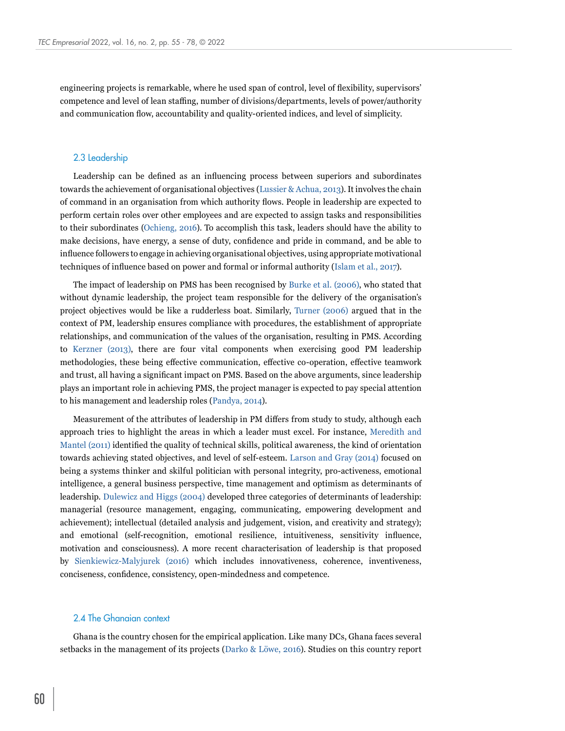engineering projects is remarkable, where he used span of control, level of flexibility, supervisors' competence and level of lean staffing, number of divisions/departments, levels of power/authority and communication flow, accountability and quality-oriented indices, and level of simplicity.

### 2.3 Leadership

Leadership can be defined as an influencing process between superiors and subordinates towards the achievement of organisational objectives (Lussier & Achua, 2013). It involves the chain of command in an organisation from which authority flows. People in leadership are expected to perform certain roles over other employees and are expected to assign tasks and responsibilities to their subordinates (Ochieng, 2016). To accomplish this task, leaders should have the ability to make decisions, have energy, a sense of duty, confidence and pride in command, and be able to influence followers to engage in achieving organisational objectives, using appropriate motivational techniques of influence based on power and formal or informal authority (Islam et al., 2017).

The impact of leadership on PMS has been recognised by Burke et al. (2006), who stated that without dynamic leadership, the project team responsible for the delivery of the organisation's project objectives would be like a rudderless boat. Similarly, Turner (2006) argued that in the context of PM, leadership ensures compliance with procedures, the establishment of appropriate relationships, and communication of the values of the organisation, resulting in PMS. According to Kerzner (2013), there are four vital components when exercising good PM leadership methodologies, these being effective communication, effective co-operation, effective teamwork and trust, all having a significant impact on PMS. Based on the above arguments, since leadership plays an important role in achieving PMS, the project manager is expected to pay special attention to his management and leadership roles (Pandya, 2014).

Measurement of the attributes of leadership in PM differs from study to study, although each approach tries to highlight the areas in which a leader must excel. For instance, Meredith and Mantel (2011) identified the quality of technical skills, political awareness, the kind of orientation towards achieving stated objectives, and level of self-esteem. Larson and Gray (2014) focused on being a systems thinker and skilful politician with personal integrity, pro-activeness, emotional intelligence, a general business perspective, time management and optimism as determinants of leadership. Dulewicz and Higgs (2004) developed three categories of determinants of leadership: managerial (resource management, engaging, communicating, empowering development and achievement); intellectual (detailed analysis and judgement, vision, and creativity and strategy); and emotional (self-recognition, emotional resilience, intuitiveness, sensitivity influence, motivation and consciousness). A more recent characterisation of leadership is that proposed by Sienkiewicz-Malyjurek (2016) which includes innovativeness, coherence, inventiveness, conciseness, confidence, consistency, open-mindedness and competence.

### 2.4 The Ghanaian context

Ghana is the country chosen for the empirical application. Like many DCs, Ghana faces several setbacks in the management of its projects (Darko & Löwe, 2016). Studies on this country report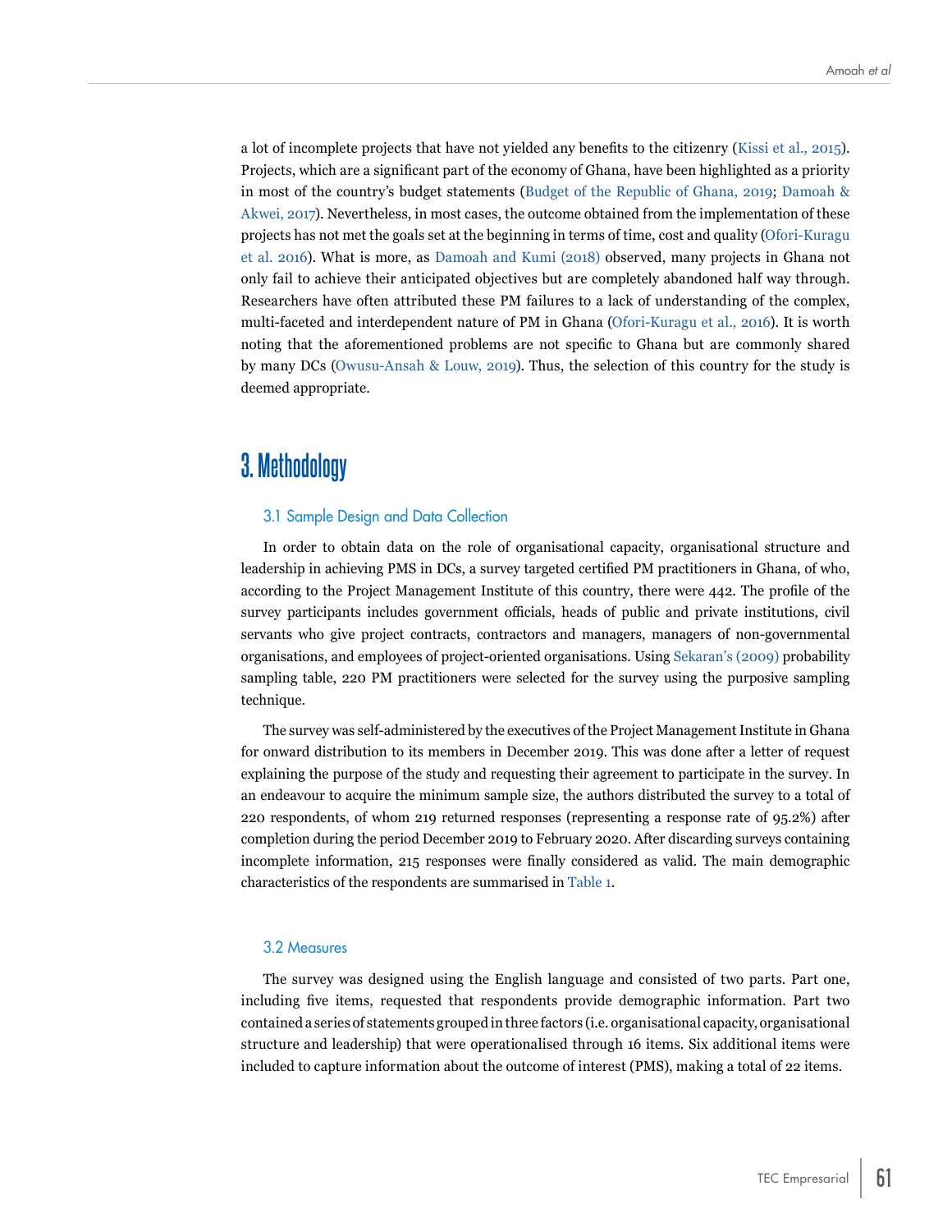a lot of incomplete projects that have not yielded any benefits to the citizenry (Kissi et al., 2015). Projects, which are a significant part of the economy of Ghana, have been highlighted as a priority in most of the country's budget statements (Budget of the Republic of Ghana, 2019; Damoah & Akwei, 2017). Nevertheless, in most cases, the outcome obtained from the implementation of these projects has not met the goals set at the beginning in terms of time, cost and quality (Ofori-Kuragu et al. 2016). What is more, as Damoah and Kumi (2018) observed, many projects in Ghana not only fail to achieve their anticipated objectives but are completely abandoned half way through. Researchers have often attributed these PM failures to a lack of understanding of the complex, multi-faceted and interdependent nature of PM in Ghana (Ofori-Kuragu et al., 2016). It is worth noting that the aforementioned problems are not specific to Ghana but are commonly shared by many DCs (Owusu-Ansah & Louw, 2019). Thus, the selection of this country for the study is deemed appropriate.

# 3. Methodology

## 3.1 Sample Design and Data Collection

In order to obtain data on the role of organisational capacity, organisational structure and leadership in achieving PMS in DCs, a survey targeted certified PM practitioners in Ghana, of who, according to the Project Management Institute of this country, there were 442. The profile of the survey participants includes government officials, heads of public and private institutions, civil servants who give project contracts, contractors and managers, managers of non-governmental organisations, and employees of project-oriented organisations. Using Sekaran's (2009) probability sampling table, 220 PM practitioners were selected for the survey using the purposive sampling technique.

The survey was self-administered by the executives of the Project Management Institute in Ghana for onward distribution to its members in December 2019. This was done after a letter of request explaining the purpose of the study and requesting their agreement to participate in the survey. In an endeavour to acquire the minimum sample size, the authors distributed the survey to a total of 220 respondents, of whom 219 returned responses (representing a response rate of 95.2%) after completion during the period December 2019 to February 2020. After discarding surveys containing incomplete information, 215 responses were finally considered as valid. The main demographic characteristics of the respondents are summarised in Table 1.

## 3.2 Measures

The survey was designed using the English language and consisted of two parts. Part one, including five items, requested that respondents provide demographic information. Part two contained a series of statements grouped in three factors (i.e. organisational capacity, organisational structure and leadership) that were operationalised through 16 items. Six additional items were included to capture information about the outcome of interest (PMS), making a total of 22 items.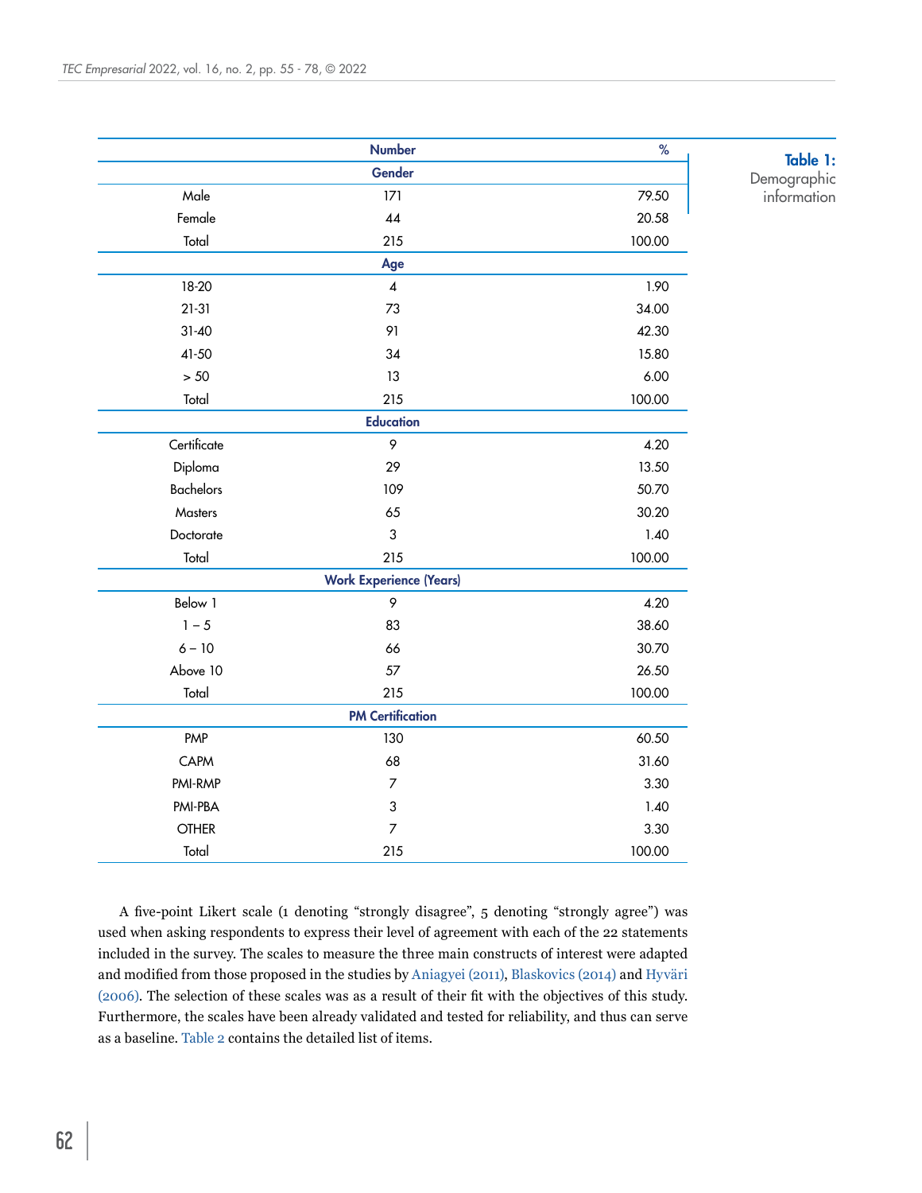**Table 1:** Demographic information

| | Number | % |
|---|---|---|
| **Gender** | | |
| Male | 171 | 79.50 |
| Female | 44 | 20.58 |
| Total | 215 | 100.00 |
| **Age** | | |
| 18-20 | 4 | 1.90 |
| 21-31 | 73 | 34.00 |
| 31-40 | 91 | 42.30 |
| 41-50 | 34 | 15.80 |
| > 50 | 13 | 6.00 |
| Total | 215 | 100.00 |
| **Education** | | |
| Certificate | 9 | 4.20 |
| Diploma | 29 | 13.50 |
| Bachelors | 109 | 50.70 |
| Masters | 65 | 30.20 |
| Doctorate | 3 | 1.40 |
| Total | 215 | 100.00 |
| **Work Experience (Years)** | | |
| Below 1 | 9 | 4.20 |
| 1 – 5 | 83 | 38.60 |
| 6 – 10 | 66 | 30.70 |
| Above 10 | 57 | 26.50 |
| Total | 215 | 100.00 |
| **PM Certification** | | |
| PMP | 130 | 60.50 |
| CAPM | 68 | 31.60 |
| PMI-RMP | 7 | 3.30 |
| PMI-PBA | 3 | 1.40 |
| OTHER | 7 | 3.30 |
| Total | 215 | 100.00 |

A five-point Likert scale (1 denoting "strongly disagree", 5 denoting "strongly agree") was used when asking respondents to express their level of agreement with each of the 22 statements included in the survey. The scales to measure the three main constructs of interest were adapted and modified from those proposed in the studies by Aniagyei (2011), Blaskovics (2014) and Hyväri (2006). The selection of these scales was as a result of their fit with the objectives of this study. Furthermore, the scales have been already validated and tested for reliability, and thus can serve as a baseline. Table 2 contains the detailed list of items.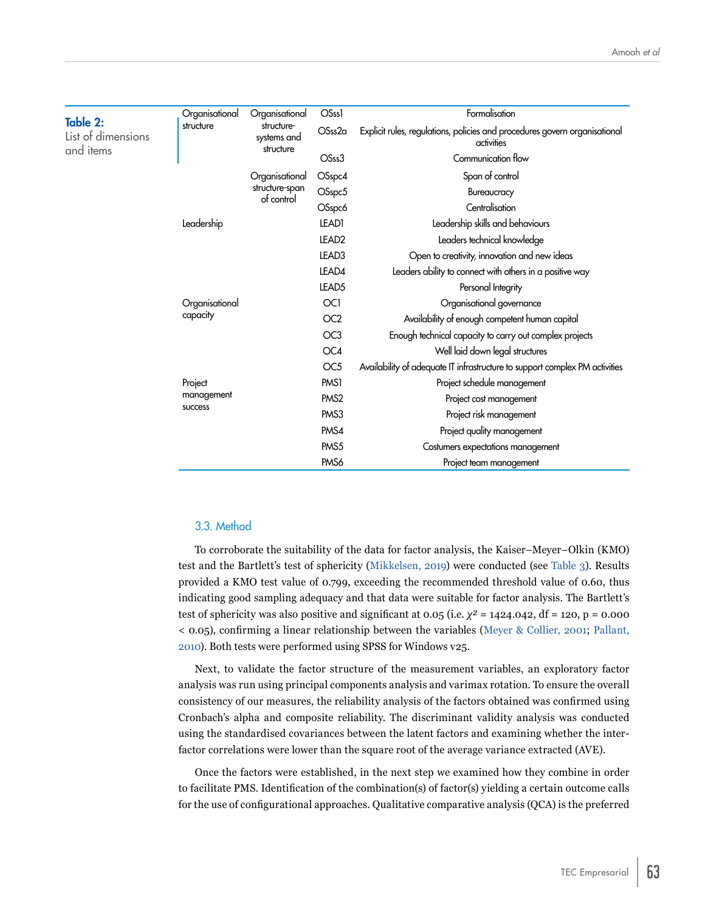**Table 2:** List of dimensions and items

| Dimension | Sub-dimension | Code | Item |
|---|---|---|---|
| Organisational structure | Organisational structure-systems and structure | OSss1 | Formalisation |
| | | OSss2a | Explicit rules, regulations, policies and procedures govern organisational activities |
| | | OSss3 | Communication flow |
| | Organisational structure-span of control | OSspc4 | Span of control |
| | | OSspc5 | Bureaucracy |
| | | OSspc6 | Centralisation |
| Leadership | | LEAD1 | Leadership skills and behaviours |
| | | LEAD2 | Leaders technical knowledge |
| | | LEAD3 | Open to creativity, innovation and new ideas |
| | | LEAD4 | Leaders ability to connect with others in a positive way |
| | | LEAD5 | Personal Integrity |
| Organisational capacity | | OC1 | Organisational governance |
| | | OC2 | Availability of enough competent human capital |
| | | OC3 | Enough technical capacity to carry out complex projects |
| | | OC4 | Well laid down legal structures |
| | | OC5 | Availability of adequate IT infrastructure to support complex PM activities |
| Project management success | | PMS1 | Project schedule management |
| | | PMS2 | Project cost management |
| | | PMS3 | Project risk management |
| | | PMS4 | Project quality management |
| | | PMS5 | Costumers expectations management |
| | | PMS6 | Project team management |

### 3.3. Method

To corroborate the suitability of the data for factor analysis, the Kaiser–Meyer–Olkin (KMO) test and the Bartlett's test of sphericity (Mikkelsen, 2019) were conducted (see Table 3). Results provided a KMO test value of 0.799, exceeding the recommended threshold value of 0.60, thus indicating good sampling adequacy and that data were suitable for factor analysis. The Bartlett's test of sphericity was also positive and significant at 0.05 (i.e. $\chi^2$ = 1424.042, df = 120, p = 0.000 < 0.05), confirming a linear relationship between the variables (Meyer & Collier, 2001; Pallant, 2010). Both tests were performed using SPSS for Windows v25.

Next, to validate the factor structure of the measurement variables, an exploratory factor analysis was run using principal components analysis and varimax rotation. To ensure the overall consistency of our measures, the reliability analysis of the factors obtained was confirmed using Cronbach's alpha and composite reliability. The discriminant validity analysis was conducted using the standardised covariances between the latent factors and examining whether the inter-factor correlations were lower than the square root of the average variance extracted (AVE).

Once the factors were established, in the next step we examined how they combine in order to facilitate PMS. Identification of the combination(s) of factor(s) yielding a certain outcome calls for the use of configurational approaches. Qualitative comparative analysis (QCA) is the preferred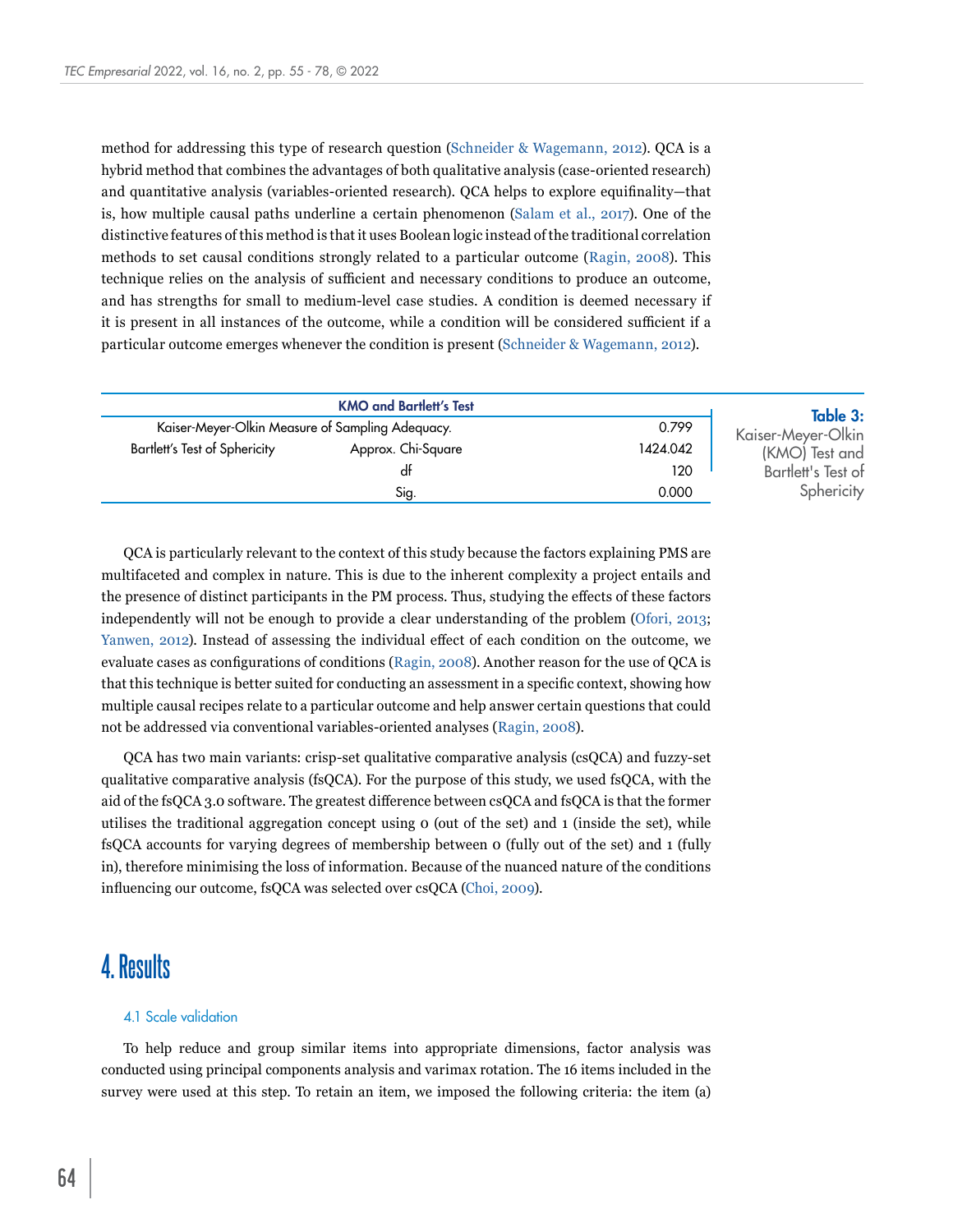method for addressing this type of research question (Schneider & Wagemann, 2012). QCA is a hybrid method that combines the advantages of both qualitative analysis (case-oriented research) and quantitative analysis (variables-oriented research). QCA helps to explore equifinality—that is, how multiple causal paths underline a certain phenomenon (Salam et al., 2017). One of the distinctive features of this method is that it uses Boolean logic instead of the traditional correlation methods to set causal conditions strongly related to a particular outcome (Ragin, 2008). This technique relies on the analysis of sufficient and necessary conditions to produce an outcome, and has strengths for small to medium-level case studies. A condition is deemed necessary if it is present in all instances of the outcome, while a condition will be considered sufficient if a particular outcome emerges whenever the condition is present (Schneider & Wagemann, 2012).

**Table 3:** Kaiser-Meyer-Olkin (KMO) Test and Bartlett's Test of Sphericity

| KMO and Bartlett's Test | | |
|---|---|---|
| Kaiser-Meyer-Olkin Measure of Sampling Adequacy. | | 0.799 |
| Bartlett's Test of Sphericity | Approx. Chi-Square | 1424.042 |
| | df | 120 |
| | Sig. | 0.000 |

QCA is particularly relevant to the context of this study because the factors explaining PMS are multifaceted and complex in nature. This is due to the inherent complexity a project entails and the presence of distinct participants in the PM process. Thus, studying the effects of these factors independently will not be enough to provide a clear understanding of the problem (Ofori, 2013; Yanwen, 2012). Instead of assessing the individual effect of each condition on the outcome, we evaluate cases as configurations of conditions (Ragin, 2008). Another reason for the use of QCA is that this technique is better suited for conducting an assessment in a specific context, showing how multiple causal recipes relate to a particular outcome and help answer certain questions that could not be addressed via conventional variables-oriented analyses (Ragin, 2008).

QCA has two main variants: crisp-set qualitative comparative analysis (csQCA) and fuzzy-set qualitative comparative analysis (fsQCA). For the purpose of this study, we used fsQCA, with the aid of the fsQCA 3.0 software. The greatest difference between csQCA and fsQCA is that the former utilises the traditional aggregation concept using 0 (out of the set) and 1 (inside the set), while fsQCA accounts for varying degrees of membership between 0 (fully out of the set) and 1 (fully in), therefore minimising the loss of information. Because of the nuanced nature of the conditions influencing our outcome, fsQCA was selected over csQCA (Choi, 2009).

# 4. Results

### 4.1 Scale validation

To help reduce and group similar items into appropriate dimensions, factor analysis was conducted using principal components analysis and varimax rotation. The 16 items included in the survey were used at this step. To retain an item, we imposed the following criteria: the item (a)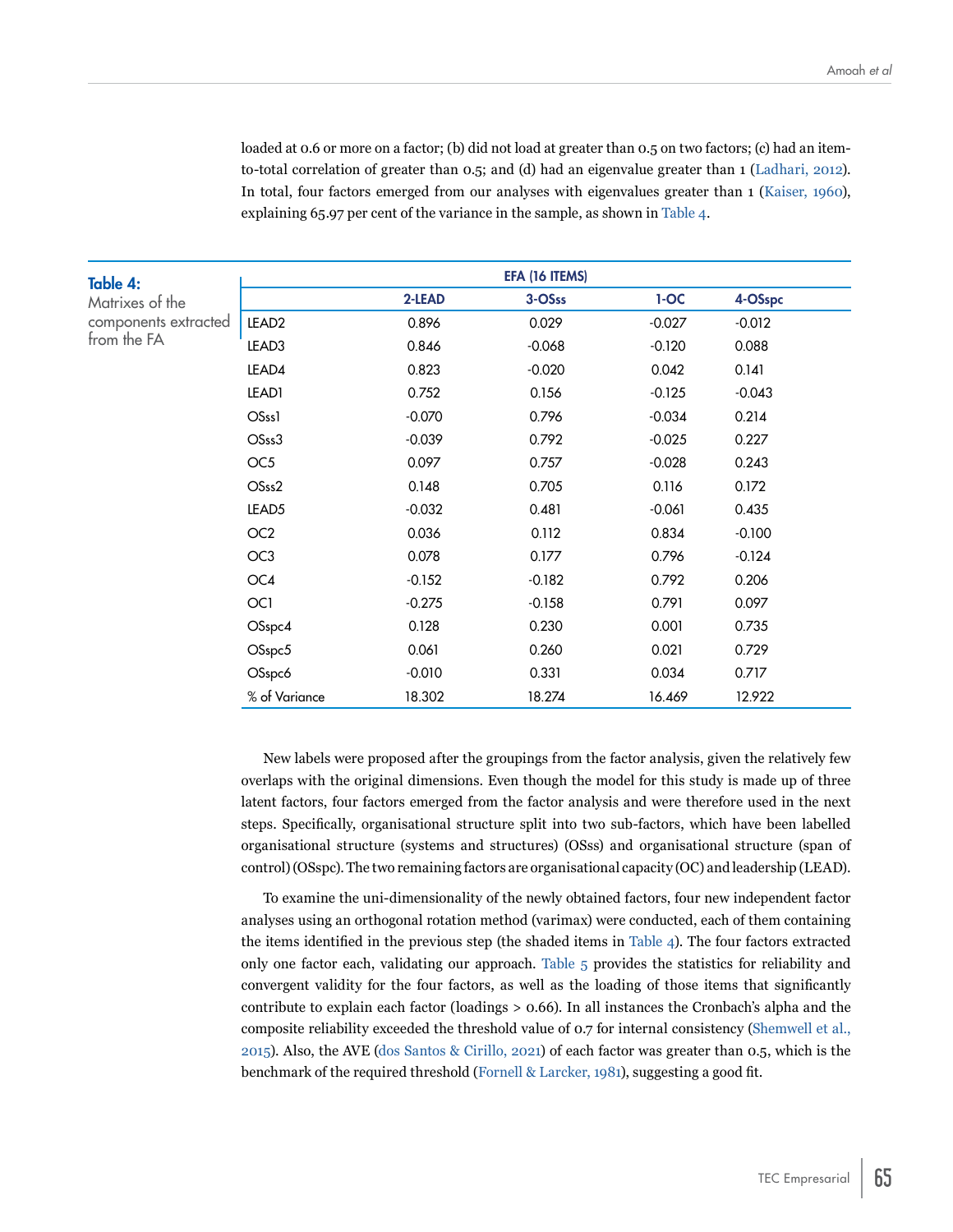loaded at 0.6 or more on a factor; (b) did not load at greater than 0.5 on two factors; (c) had an item-to-total correlation of greater than 0.5; and (d) had an eigenvalue greater than 1 (Ladhari, 2012). In total, four factors emerged from our analyses with eigenvalues greater than 1 (Kaiser, 1960), explaining 65.97 per cent of the variance in the sample, as shown in Table 4.

**Table 4:** Matrixes of the components extracted from the FA

| | EFA (16 ITEMS) | | | |
|---|---|---|---|---|
| | 2-LEAD | 3-OSss | 1-OC | 4-OSspc |
| LEAD2 | 0.896 | 0.029 | -0.027 | -0.012 |
| LEAD3 | 0.846 | -0.068 | -0.120 | 0.088 |
| LEAD4 | 0.823 | -0.020 | 0.042 | 0.141 |
| LEAD1 | 0.752 | 0.156 | -0.125 | -0.043 |
| OSss1 | -0.070 | 0.796 | -0.034 | 0.214 |
| OSss3 | -0.039 | 0.792 | -0.025 | 0.227 |
| OC5 | 0.097 | 0.757 | -0.028 | 0.243 |
| OSss2 | 0.148 | 0.705 | 0.116 | 0.172 |
| LEAD5 | -0.032 | 0.481 | -0.061 | 0.435 |
| OC2 | 0.036 | 0.112 | 0.834 | -0.100 |
| OC3 | 0.078 | 0.177 | 0.796 | -0.124 |
| OC4 | -0.152 | -0.182 | 0.792 | 0.206 |
| OC1 | -0.275 | -0.158 | 0.791 | 0.097 |
| OSspc4 | 0.128 | 0.230 | 0.001 | 0.735 |
| OSspc5 | 0.061 | 0.260 | 0.021 | 0.729 |
| OSspc6 | -0.010 | 0.331 | 0.034 | 0.717 |
| % of Variance | 18.302 | 18.274 | 16.469 | 12.922 |

New labels were proposed after the groupings from the factor analysis, given the relatively few overlaps with the original dimensions. Even though the model for this study is made up of three latent factors, four factors emerged from the factor analysis and were therefore used in the next steps. Specifically, organisational structure split into two sub-factors, which have been labelled organisational structure (systems and structures) (OSss) and organisational structure (span of control) (OSspc). The two remaining factors are organisational capacity (OC) and leadership (LEAD).

To examine the uni-dimensionality of the newly obtained factors, four new independent factor analyses using an orthogonal rotation method (varimax) were conducted, each of them containing the items identified in the previous step (the shaded items in Table 4). The four factors extracted only one factor each, validating our approach. Table 5 provides the statistics for reliability and convergent validity for the four factors, as well as the loading of those items that significantly contribute to explain each factor (loadings > 0.66). In all instances the Cronbach's alpha and the composite reliability exceeded the threshold value of 0.7 for internal consistency (Shemwell et al., 2015). Also, the AVE (dos Santos & Cirillo, 2021) of each factor was greater than 0.5, which is the benchmark of the required threshold (Fornell & Larcker, 1981), suggesting a good fit.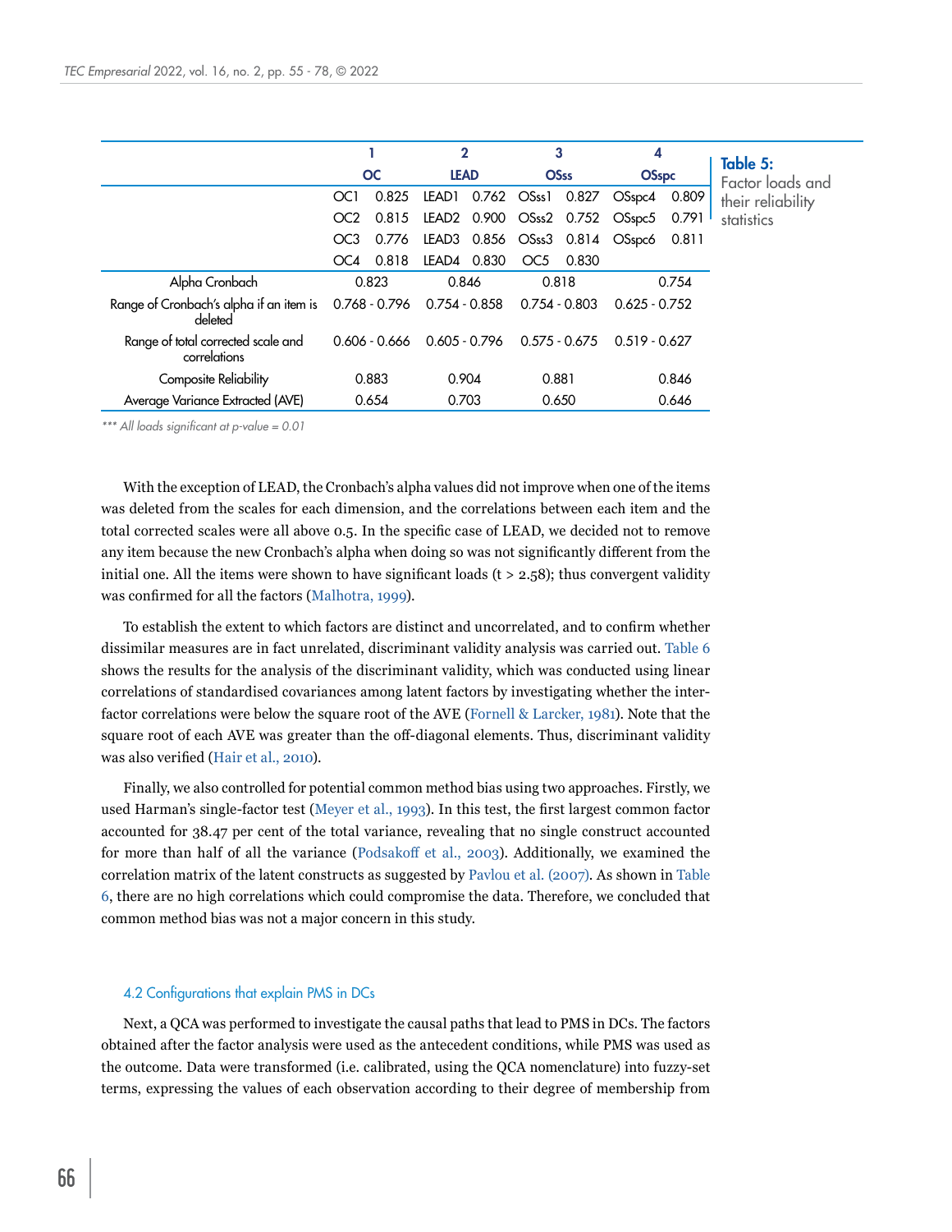**Table 5:** Factor loads and their reliability statistics

| | 1 | | 2 | | 3 | | 4 | |
|---|---|---|---|---|---|---|---|---|
| | OC | | LEAD | | OSss | | OSspc | |
| | OC1 | 0.825 | LEAD1 | 0.762 | OSss1 | 0.827 | OSspc4 | 0.809 |
| | OC2 | 0.815 | LEAD2 | 0.900 | OSss2 | 0.752 | OSspc5 | 0.791 |
| | OC3 | 0.776 | LEAD3 | 0.856 | OSss3 | 0.814 | OSspc6 | 0.811 |
| | OC4 | 0.818 | LEAD4 | 0.830 | OC5 | 0.830 | | |
| Alpha Cronbach | 0.823 | | 0.846 | | 0.818 | | 0.754 | |
| Range of Cronbach's alpha if an item is deleted | 0.768 - 0.796 | | 0.754 - 0.858 | | 0.754 - 0.803 | | 0.625 - 0.752 | |
| Range of total corrected scale and correlations | 0.606 - 0.666 | | 0.605 - 0.796 | | 0.575 - 0.675 | | 0.519 - 0.627 | |
| Composite Reliability | 0.883 | | 0.904 | | 0.881 | | 0.846 | |
| Average Variance Extracted (AVE) | 0.654 | | 0.703 | | 0.650 | | 0.646 | |

*\*\*\* All loads significant at p-value = 0.01*

With the exception of LEAD, the Cronbach's alpha values did not improve when one of the items was deleted from the scales for each dimension, and the correlations between each item and the total corrected scales were all above 0.5. In the specific case of LEAD, we decided not to remove any item because the new Cronbach's alpha when doing so was not significantly different from the initial one. All the items were shown to have significant loads ($t > 2.58$); thus convergent validity was confirmed for all the factors (Malhotra, 1999).

To establish the extent to which factors are distinct and uncorrelated, and to confirm whether dissimilar measures are in fact unrelated, discriminant validity analysis was carried out. Table 6 shows the results for the analysis of the discriminant validity, which was conducted using linear correlations of standardised covariances among latent factors by investigating whether the inter-factor correlations were below the square root of the AVE (Fornell & Larcker, 1981). Note that the square root of each AVE was greater than the off-diagonal elements. Thus, discriminant validity was also verified (Hair et al., 2010).

Finally, we also controlled for potential common method bias using two approaches. Firstly, we used Harman's single-factor test (Meyer et al., 1993). In this test, the first largest common factor accounted for 38.47 per cent of the total variance, revealing that no single construct accounted for more than half of all the variance (Podsakoff et al., 2003). Additionally, we examined the correlation matrix of the latent constructs as suggested by Pavlou et al. (2007). As shown in Table 6, there are no high correlations which could compromise the data. Therefore, we concluded that common method bias was not a major concern in this study.

### 4.2 Configurations that explain PMS in DCs

Next, a QCA was performed to investigate the causal paths that lead to PMS in DCs. The factors obtained after the factor analysis were used as the antecedent conditions, while PMS was used as the outcome. Data were transformed (i.e. calibrated, using the QCA nomenclature) into fuzzy-set terms, expressing the values of each observation according to their degree of membership from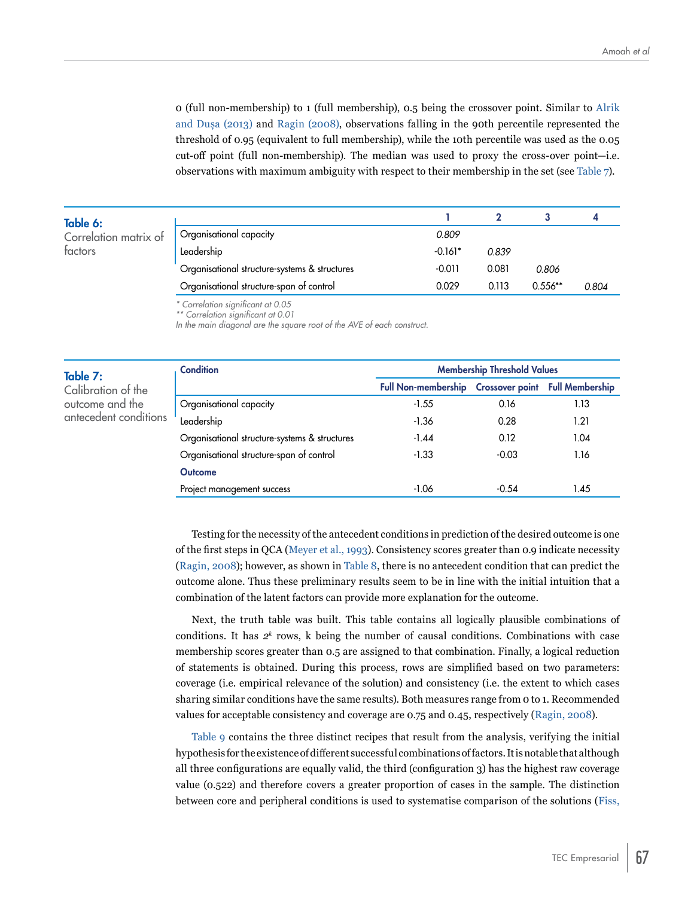0 (full non-membership) to 1 (full membership), 0.5 being the crossover point. Similar to Alrik and Dușa (2013) and Ragin (2008), observations falling in the 90th percentile represented the threshold of 0.95 (equivalent to full membership), while the 10th percentile was used as the 0.05 cut-off point (full non-membership). The median was used to proxy the cross-over point—i.e. observations with maximum ambiguity with respect to their membership in the set (see Table 7).

**Table 6:** Correlation matrix of factors

| | 1 | 2 | 3 | 4 |
|---|---|---|---|---|
| Organisational capacity | *0.809* | | | |
| Leadership | -0.161* | *0.839* | | |
| Organisational structure-systems & structures | -0.011 | 0.081 | *0.806* | |
| Organisational structure-span of control | 0.029 | 0.113 | 0.556** | *0.804* |

*\* Correlation significant at 0.05*
*\*\* Correlation significant at 0.01*
*In the main diagonal are the square root of the AVE of each construct.*

**Table 7:** Calibration of the outcome and the antecedent conditions

| Condition | Membership Threshold Values | | |
|---|---|---|---|
| | Full Non-membership | Crossover point | Full Membership |
| Organisational capacity | -1.55 | 0.16 | 1.13 |
| Leadership | -1.36 | 0.28 | 1.21 |
| Organisational structure-systems & structures | -1.44 | 0.12 | 1.04 |
| Organisational structure-span of control | -1.33 | -0.03 | 1.16 |
| **Outcome** | | | |
| Project management success | -1.06 | -0.54 | 1.45 |

Testing for the necessity of the antecedent conditions in prediction of the desired outcome is one of the first steps in QCA (Meyer et al., 1993). Consistency scores greater than 0.9 indicate necessity (Ragin, 2008); however, as shown in Table 8, there is no antecedent condition that can predict the outcome alone. Thus these preliminary results seem to be in line with the initial intuition that a combination of the latent factors can provide more explanation for the outcome.

Next, the truth table was built. This table contains all logically plausible combinations of conditions. It has $2^k$ rows, k being the number of causal conditions. Combinations with case membership scores greater than 0.5 are assigned to that combination. Finally, a logical reduction of statements is obtained. During this process, rows are simplified based on two parameters: coverage (i.e. empirical relevance of the solution) and consistency (i.e. the extent to which cases sharing similar conditions have the same results). Both measures range from 0 to 1. Recommended values for acceptable consistency and coverage are 0.75 and 0.45, respectively (Ragin, 2008).

Table 9 contains the three distinct recipes that result from the analysis, verifying the initial hypothesis for the existence of different successful combinations of factors. It is notable that although all three configurations are equally valid, the third (configuration 3) has the highest raw coverage value (0.522) and therefore covers a greater proportion of cases in the sample. The distinction between core and peripheral conditions is used to systematise comparison of the solutions (Fiss,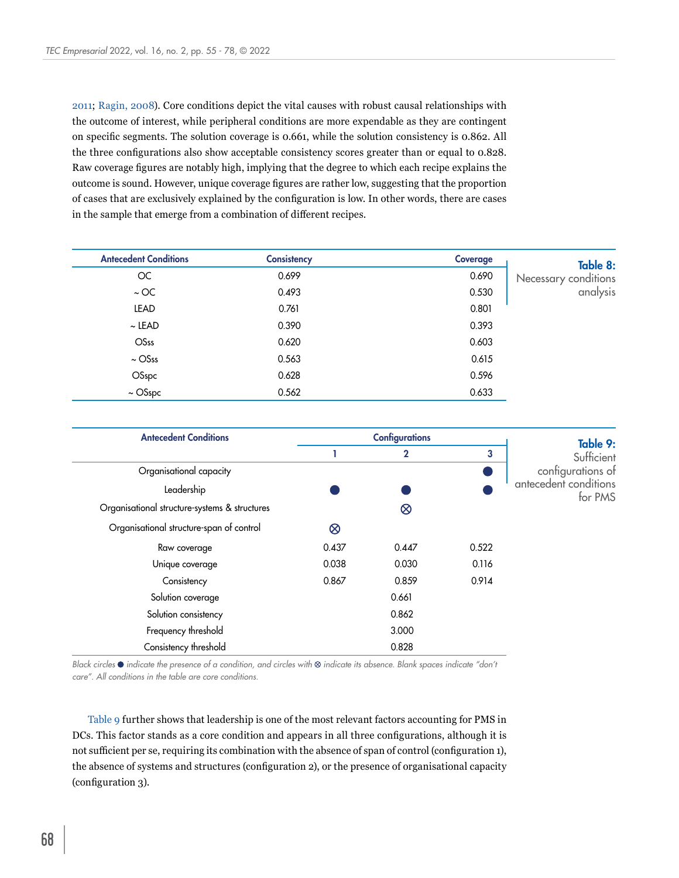2011; Ragin, 2008). Core conditions depict the vital causes with robust causal relationships with the outcome of interest, while peripheral conditions are more expendable as they are contingent on specific segments. The solution coverage is 0.661, while the solution consistency is 0.862. All the three configurations also show acceptable consistency scores greater than or equal to 0.828. Raw coverage figures are notably high, implying that the degree to which each recipe explains the outcome is sound. However, unique coverage figures are rather low, suggesting that the proportion of cases that are exclusively explained by the configuration is low. In other words, there are cases in the sample that emerge from a combination of different recipes.

**Table 8:** Necessary conditions analysis

| Antecedent Conditions | Consistency | Coverage |
|---|---|---|
| OC | 0.699 | 0.690 |
| ~ OC | 0.493 | 0.530 |
| LEAD | 0.761 | 0.801 |
| ~ LEAD | 0.390 | 0.393 |
| OSss | 0.620 | 0.603 |
| ~ OSss | 0.563 | 0.615 |
| OSspc | 0.628 | 0.596 |
| ~ OSspc | 0.562 | 0.633 |

**Table 9:** Sufficient configurations of antecedent conditions for PMS

| Antecedent Conditions | Configurations | | |
|---|---|---|---|
| | 1 | 2 | 3 |
| Organisational capacity | | | ● |
| Leadership | ● | ● | ● |
| Organisational structure-systems & structures | | ⊗ | |
| Organisational structure-span of control | ⊗ | | |
| Raw coverage | 0.437 | 0.447 | 0.522 |
| Unique coverage | 0.038 | 0.030 | 0.116 |
| Consistency | 0.867 | 0.859 | 0.914 |
| Solution coverage | | 0.661 | |
| Solution consistency | | 0.862 | |
| Frequency threshold | | 3.000 | |
| Consistency threshold | | 0.828 | |

*Black circles ● indicate the presence of a condition, and circles with ⊗ indicate its absence. Blank spaces indicate "don't care". All conditions in the table are core conditions.*

Table 9 further shows that leadership is one of the most relevant factors accounting for PMS in DCs. This factor stands as a core condition and appears in all three configurations, although it is not sufficient per se, requiring its combination with the absence of span of control (configuration 1), the absence of systems and structures (configuration 2), or the presence of organisational capacity (configuration 3).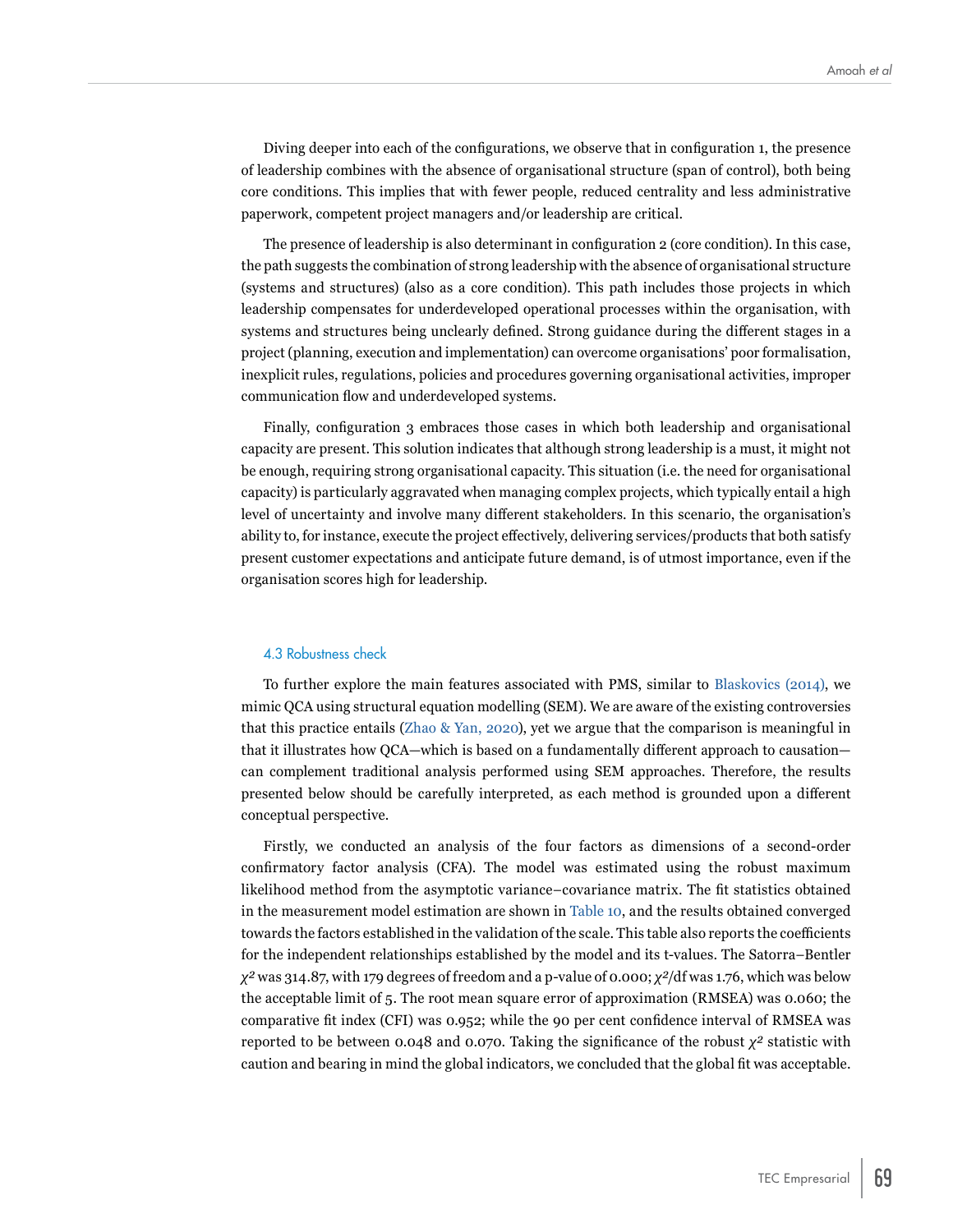Diving deeper into each of the configurations, we observe that in configuration 1, the presence of leadership combines with the absence of organisational structure (span of control), both being core conditions. This implies that with fewer people, reduced centrality and less administrative paperwork, competent project managers and/or leadership are critical.

The presence of leadership is also determinant in configuration 2 (core condition). In this case, the path suggests the combination of strong leadership with the absence of organisational structure (systems and structures) (also as a core condition). This path includes those projects in which leadership compensates for underdeveloped operational processes within the organisation, with systems and structures being unclearly defined. Strong guidance during the different stages in a project (planning, execution and implementation) can overcome organisations' poor formalisation, inexplicit rules, regulations, policies and procedures governing organisational activities, improper communication flow and underdeveloped systems.

Finally, configuration 3 embraces those cases in which both leadership and organisational capacity are present. This solution indicates that although strong leadership is a must, it might not be enough, requiring strong organisational capacity. This situation (i.e. the need for organisational capacity) is particularly aggravated when managing complex projects, which typically entail a high level of uncertainty and involve many different stakeholders. In this scenario, the organisation's ability to, for instance, execute the project effectively, delivering services/products that both satisfy present customer expectations and anticipate future demand, is of utmost importance, even if the organisation scores high for leadership.

### 4.3 Robustness check

To further explore the main features associated with PMS, similar to Blaskovics (2014), we mimic QCA using structural equation modelling (SEM). We are aware of the existing controversies that this practice entails (Zhao & Yan, 2020), yet we argue that the comparison is meaningful in that it illustrates how QCA—which is based on a fundamentally different approach to causation—can complement traditional analysis performed using SEM approaches. Therefore, the results presented below should be carefully interpreted, as each method is grounded upon a different conceptual perspective.

Firstly, we conducted an analysis of the four factors as dimensions of a second-order confirmatory factor analysis (CFA). The model was estimated using the robust maximum likelihood method from the asymptotic variance–covariance matrix. The fit statistics obtained in the measurement model estimation are shown in Table 10, and the results obtained converged towards the factors established in the validation of the scale. This table also reports the coefficients for the independent relationships established by the model and its t-values. The Satorra–Bentler $\chi^2$ was 314.87, with 179 degrees of freedom and a p-value of 0.000; $\chi^2$/df was 1.76, which was below the acceptable limit of 5. The root mean square error of approximation (RMSEA) was 0.060; the comparative fit index (CFI) was 0.952; while the 90 per cent confidence interval of RMSEA was reported to be between 0.048 and 0.070. Taking the significance of the robust $\chi^2$ statistic with caution and bearing in mind the global indicators, we concluded that the global fit was acceptable.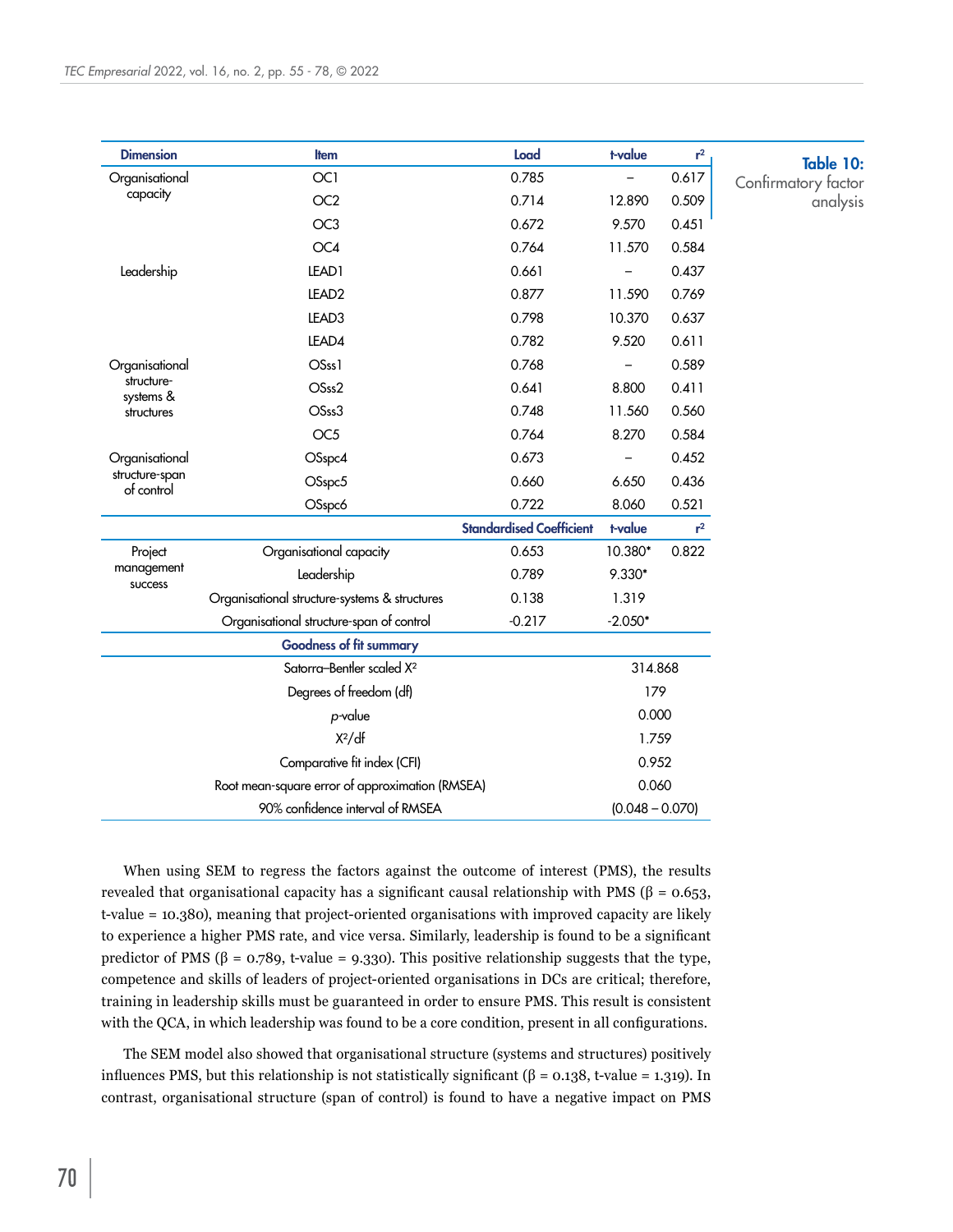**Table 10:** Confirmatory factor analysis

| Dimension | Item | Load | t-value | $r^2$ |
|---|---|---|---|---|
| Organisational capacity | OC1 | 0.785 | – | 0.617 |
| | OC2 | 0.714 | 12.890 | 0.509 |
| | OC3 | 0.672 | 9.570 | 0.451 |
| | OC4 | 0.764 | 11.570 | 0.584 |
| Leadership | LEAD1 | 0.661 | – | 0.437 |
| | LEAD2 | 0.877 | 11.590 | 0.769 |
| | LEAD3 | 0.798 | 10.370 | 0.637 |
| | LEAD4 | 0.782 | 9.520 | 0.611 |
| Organisational structure-systems & structures | OSss1 | 0.768 | – | 0.589 |
| | OSss2 | 0.641 | 8.800 | 0.411 |
| | OSss3 | 0.748 | 11.560 | 0.560 |
| | OC5 | 0.764 | 8.270 | 0.584 |
| Organisational structure-span of control | OSspc4 | 0.673 | – | 0.452 |
| | OSspc5 | 0.660 | 6.650 | 0.436 |
| | OSspc6 | 0.722 | 8.060 | 0.521 |
| | | **Standardised Coefficient** | **t-value** | **$r^2$** |
| Project management success | Organisational capacity | 0.653 | 10.380* | 0.822 |
| | Leadership | 0.789 | 9.330* | |
| | Organisational structure-systems & structures | 0.138 | 1.319 | |
| | Organisational structure-span of control | -0.217 | -2.050* | |
| | **Goodness of fit summary** | | | |
| | Satorra–Bentler scaled $X^2$ | | 314.868 | |
| | Degrees of freedom (df) | | 179 | |
| | *p*-value | | 0.000 | |
| | $X^2$/df | | 1.759 | |
| | Comparative fit index (CFI) | | 0.952 | |
| | Root mean-square error of approximation (RMSEA) | | 0.060 | |
| | 90% confidence interval of RMSEA | | (0.048 – 0.070) | |

When using SEM to regress the factors against the outcome of interest (PMS), the results revealed that organisational capacity has a significant causal relationship with PMS ($\beta = 0.653$, t-value = 10.380), meaning that project-oriented organisations with improved capacity are likely to experience a higher PMS rate, and vice versa. Similarly, leadership is found to be a significant predictor of PMS ($\beta = 0.789$, t-value = 9.330). This positive relationship suggests that the type, competence and skills of leaders of project-oriented organisations in DCs are critical; therefore, training in leadership skills must be guaranteed in order to ensure PMS. This result is consistent with the QCA, in which leadership was found to be a core condition, present in all configurations.

The SEM model also showed that organisational structure (systems and structures) positively influences PMS, but this relationship is not statistically significant ($\beta = 0.138$, t-value = 1.319). In contrast, organisational structure (span of control) is found to have a negative impact on PMS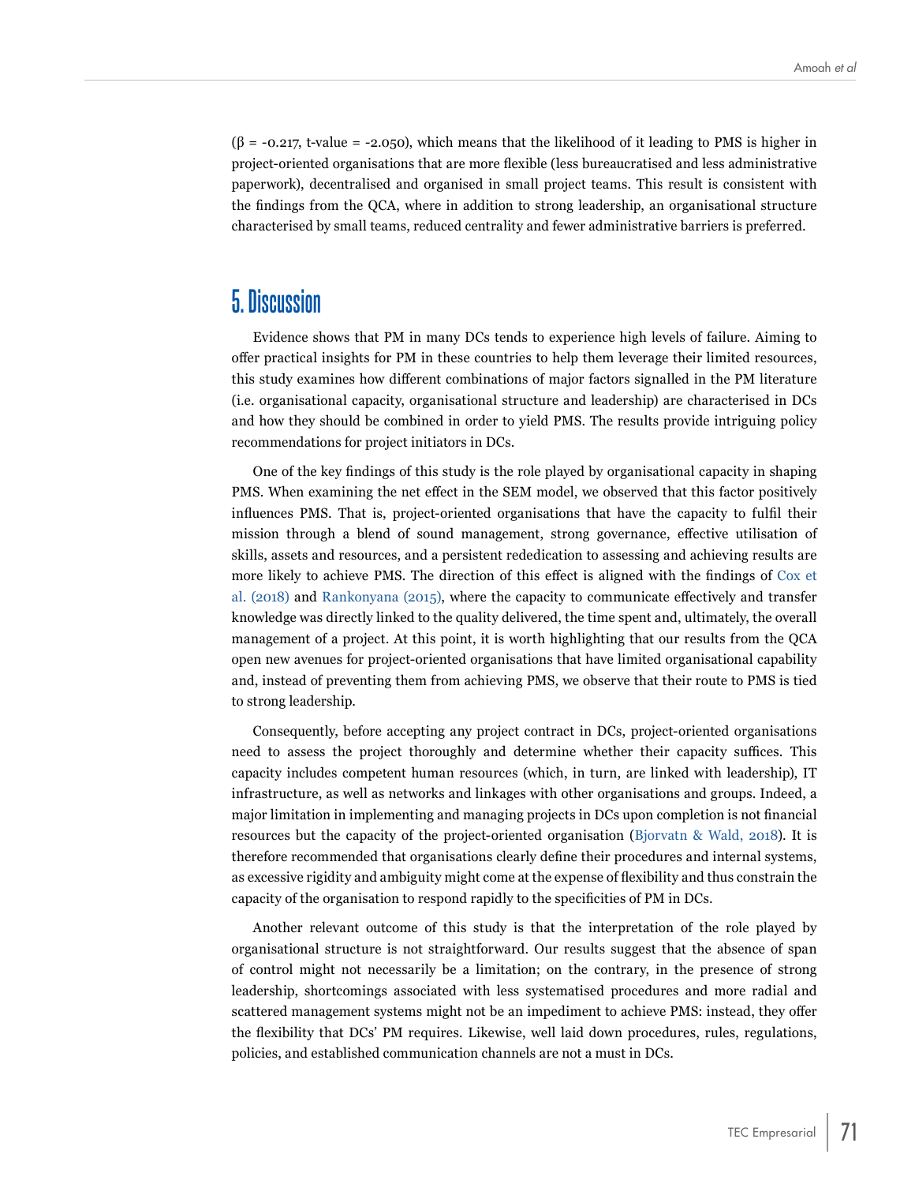($\beta$ = -0.217, t-value = -2.050), which means that the likelihood of it leading to PMS is higher in project-oriented organisations that are more flexible (less bureaucratised and less administrative paperwork), decentralised and organised in small project teams. This result is consistent with the findings from the QCA, where in addition to strong leadership, an organisational structure characterised by small teams, reduced centrality and fewer administrative barriers is preferred.

# 5. Discussion

Evidence shows that PM in many DCs tends to experience high levels of failure. Aiming to offer practical insights for PM in these countries to help them leverage their limited resources, this study examines how different combinations of major factors signalled in the PM literature (i.e. organisational capacity, organisational structure and leadership) are characterised in DCs and how they should be combined in order to yield PMS. The results provide intriguing policy recommendations for project initiators in DCs.

One of the key findings of this study is the role played by organisational capacity in shaping PMS. When examining the net effect in the SEM model, we observed that this factor positively influences PMS. That is, project-oriented organisations that have the capacity to fulfil their mission through a blend of sound management, strong governance, effective utilisation of skills, assets and resources, and a persistent rededication to assessing and achieving results are more likely to achieve PMS. The direction of this effect is aligned with the findings of Cox et al. (2018) and Rankonyana (2015), where the capacity to communicate effectively and transfer knowledge was directly linked to the quality delivered, the time spent and, ultimately, the overall management of a project. At this point, it is worth highlighting that our results from the QCA open new avenues for project-oriented organisations that have limited organisational capability and, instead of preventing them from achieving PMS, we observe that their route to PMS is tied to strong leadership.

Consequently, before accepting any project contract in DCs, project-oriented organisations need to assess the project thoroughly and determine whether their capacity suffices. This capacity includes competent human resources (which, in turn, are linked with leadership), IT infrastructure, as well as networks and linkages with other organisations and groups. Indeed, a major limitation in implementing and managing projects in DCs upon completion is not financial resources but the capacity of the project-oriented organisation (Bjorvatn & Wald, 2018). It is therefore recommended that organisations clearly define their procedures and internal systems, as excessive rigidity and ambiguity might come at the expense of flexibility and thus constrain the capacity of the organisation to respond rapidly to the specificities of PM in DCs.

Another relevant outcome of this study is that the interpretation of the role played by organisational structure is not straightforward. Our results suggest that the absence of span of control might not necessarily be a limitation; on the contrary, in the presence of strong leadership, shortcomings associated with less systematised procedures and more radial and scattered management systems might not be an impediment to achieve PMS: instead, they offer the flexibility that DCs' PM requires. Likewise, well laid down procedures, rules, regulations, policies, and established communication channels are not a must in DCs.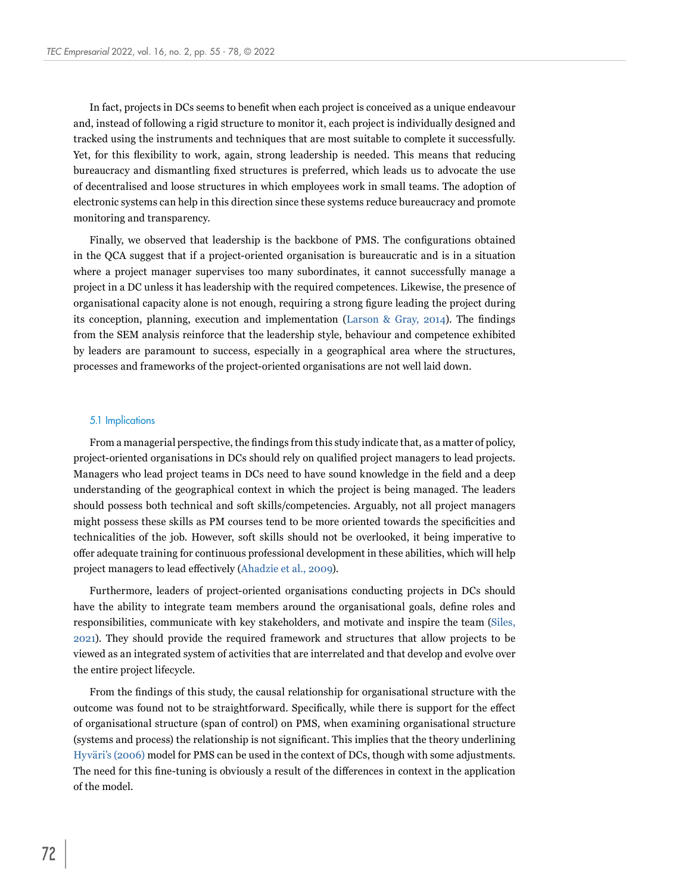In fact, projects in DCs seems to benefit when each project is conceived as a unique endeavour and, instead of following a rigid structure to monitor it, each project is individually designed and tracked using the instruments and techniques that are most suitable to complete it successfully. Yet, for this flexibility to work, again, strong leadership is needed. This means that reducing bureaucracy and dismantling fixed structures is preferred, which leads us to advocate the use of decentralised and loose structures in which employees work in small teams. The adoption of electronic systems can help in this direction since these systems reduce bureaucracy and promote monitoring and transparency.

Finally, we observed that leadership is the backbone of PMS. The configurations obtained in the QCA suggest that if a project-oriented organisation is bureaucratic and is in a situation where a project manager supervises too many subordinates, it cannot successfully manage a project in a DC unless it has leadership with the required competences. Likewise, the presence of organisational capacity alone is not enough, requiring a strong figure leading the project during its conception, planning, execution and implementation (Larson & Gray, 2014). The findings from the SEM analysis reinforce that the leadership style, behaviour and competence exhibited by leaders are paramount to success, especially in a geographical area where the structures, processes and frameworks of the project-oriented organisations are not well laid down.

### 5.1 Implications

From a managerial perspective, the findings from this study indicate that, as a matter of policy, project-oriented organisations in DCs should rely on qualified project managers to lead projects. Managers who lead project teams in DCs need to have sound knowledge in the field and a deep understanding of the geographical context in which the project is being managed. The leaders should possess both technical and soft skills/competencies. Arguably, not all project managers might possess these skills as PM courses tend to be more oriented towards the specificities and technicalities of the job. However, soft skills should not be overlooked, it being imperative to offer adequate training for continuous professional development in these abilities, which will help project managers to lead effectively (Ahadzie et al., 2009).

Furthermore, leaders of project-oriented organisations conducting projects in DCs should have the ability to integrate team members around the organisational goals, define roles and responsibilities, communicate with key stakeholders, and motivate and inspire the team (Siles, 2021). They should provide the required framework and structures that allow projects to be viewed as an integrated system of activities that are interrelated and that develop and evolve over the entire project lifecycle.

From the findings of this study, the causal relationship for organisational structure with the outcome was found not to be straightforward. Specifically, while there is support for the effect of organisational structure (span of control) on PMS, when examining organisational structure (systems and process) the relationship is not significant. This implies that the theory underlining Hyväri's (2006) model for PMS can be used in the context of DCs, though with some adjustments. The need for this fine-tuning is obviously a result of the differences in context in the application of the model.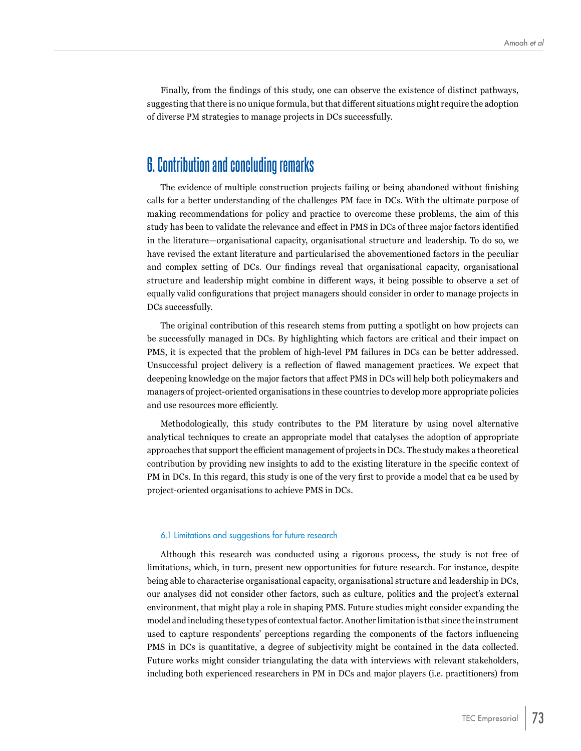Finally, from the findings of this study, one can observe the existence of distinct pathways, suggesting that there is no unique formula, but that different situations might require the adoption of diverse PM strategies to manage projects in DCs successfully.

## 6. Contribution and concluding remarks

The evidence of multiple construction projects failing or being abandoned without finishing calls for a better understanding of the challenges PM face in DCs. With the ultimate purpose of making recommendations for policy and practice to overcome these problems, the aim of this study has been to validate the relevance and effect in PMS in DCs of three major factors identified in the literature—organisational capacity, organisational structure and leadership. To do so, we have revised the extant literature and particularised the abovementioned factors in the peculiar and complex setting of DCs. Our findings reveal that organisational capacity, organisational structure and leadership might combine in different ways, it being possible to observe a set of equally valid configurations that project managers should consider in order to manage projects in DCs successfully.

The original contribution of this research stems from putting a spotlight on how projects can be successfully managed in DCs. By highlighting which factors are critical and their impact on PMS, it is expected that the problem of high-level PM failures in DCs can be better addressed. Unsuccessful project delivery is a reflection of flawed management practices. We expect that deepening knowledge on the major factors that affect PMS in DCs will help both policymakers and managers of project-oriented organisations in these countries to develop more appropriate policies and use resources more efficiently.

Methodologically, this study contributes to the PM literature by using novel alternative analytical techniques to create an appropriate model that catalyses the adoption of appropriate approaches that support the efficient management of projects in DCs. The study makes a theoretical contribution by providing new insights to add to the existing literature in the specific context of PM in DCs. In this regard, this study is one of the very first to provide a model that ca be used by project-oriented organisations to achieve PMS in DCs.

### 6.1 Limitations and suggestions for future research

Although this research was conducted using a rigorous process, the study is not free of limitations, which, in turn, present new opportunities for future research. For instance, despite being able to characterise organisational capacity, organisational structure and leadership in DCs, our analyses did not consider other factors, such as culture, politics and the project's external environment, that might play a role in shaping PMS. Future studies might consider expanding the model and including these types of contextual factor. Another limitation is that since the instrument used to capture respondents' perceptions regarding the components of the factors influencing PMS in DCs is quantitative, a degree of subjectivity might be contained in the data collected. Future works might consider triangulating the data with interviews with relevant stakeholders, including both experienced researchers in PM in DCs and major players (i.e. practitioners) from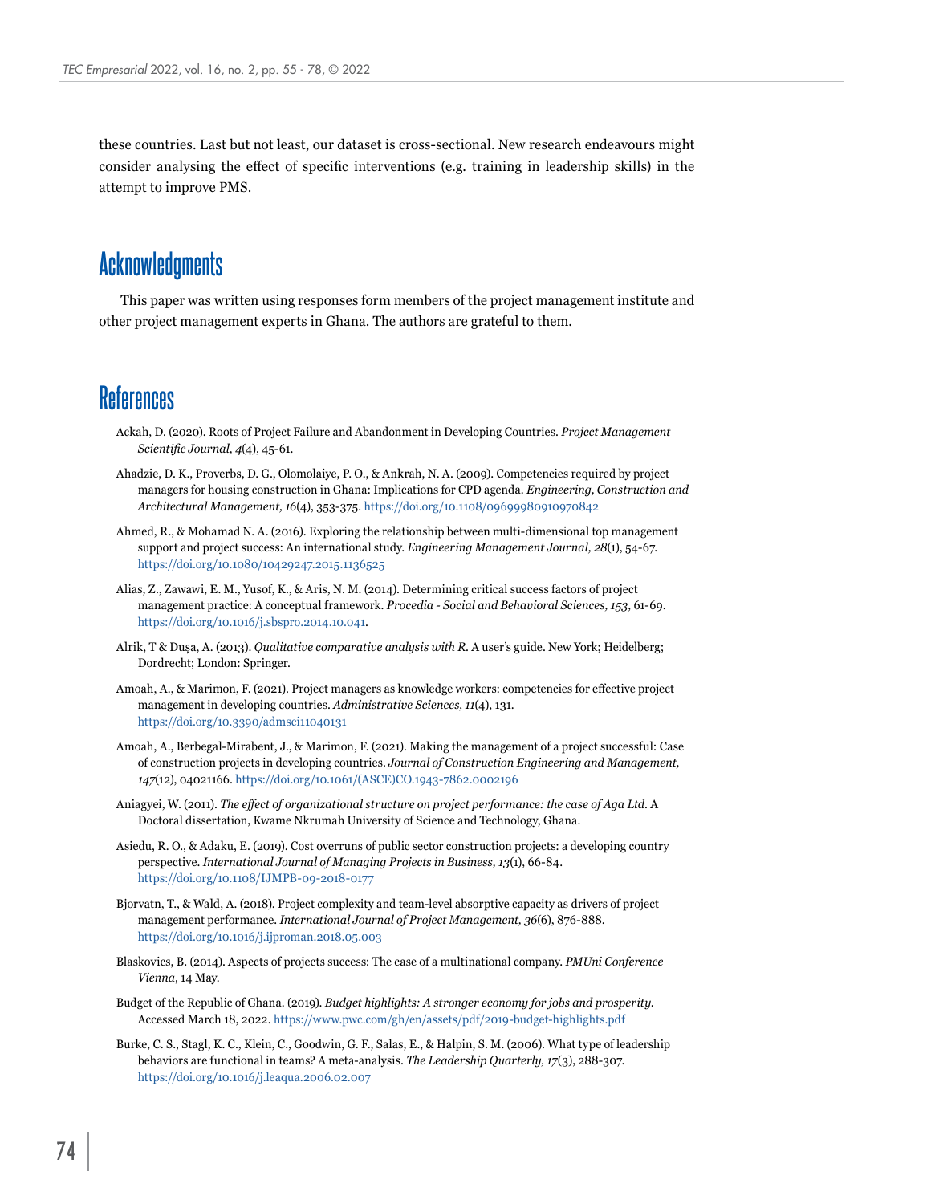these countries. Last but not least, our dataset is cross-sectional. New research endeavours might consider analysing the effect of specific interventions (e.g. training in leadership skills) in the attempt to improve PMS.

## Acknowledgments

This paper was written using responses form members of the project management institute and other project management experts in Ghana. The authors are grateful to them.

## References

Ackah, D. (2020). Roots of Project Failure and Abandonment in Developing Countries. *Project Management Scientific Journal, 4*(4), 45-61.

Ahadzie, D. K., Proverbs, D. G., Olomolaiye, P. O., & Ankrah, N. A. (2009). Competencies required by project managers for housing construction in Ghana: Implications for CPD agenda. *Engineering, Construction and Architectural Management, 16*(4), 353-375. https://doi.org/10.1108/09699980910970842

Ahmed, R., & Mohamad N. A. (2016). Exploring the relationship between multi-dimensional top management support and project success: An international study. *Engineering Management Journal, 28*(1), 54-67. https://doi.org/10.1080/10429247.2015.1136525

Alias, Z., Zawawi, E. M., Yusof, K., & Aris, N. M. (2014). Determining critical success factors of project management practice: A conceptual framework. *Procedia - Social and Behavioral Sciences, 153*, 61-69. https://doi.org/10.1016/j.sbspro.2014.10.041.

Alrik, T & Dușa, A. (2013). *Qualitative comparative analysis with R*. A user's guide. New York; Heidelberg; Dordrecht; London: Springer.

Amoah, A., & Marimon, F. (2021). Project managers as knowledge workers: competencies for effective project management in developing countries. *Administrative Sciences, 11*(4), 131. https://doi.org/10.3390/admsci11040131

Amoah, A., Berbegal-Mirabent, J., & Marimon, F. (2021). Making the management of a project successful: Case of construction projects in developing countries. *Journal of Construction Engineering and Management, 147*(12), 04021166. https://doi.org/10.1061/(ASCE)CO.1943-7862.0002196

Aniagyei, W. (2011). *The effect of organizational structure on project performance: the case of Aga Ltd*. A Doctoral dissertation, Kwame Nkrumah University of Science and Technology, Ghana.

Asiedu, R. O., & Adaku, E. (2019). Cost overruns of public sector construction projects: a developing country perspective. *International Journal of Managing Projects in Business, 13*(1), 66-84. https://doi.org/10.1108/IJMPB-09-2018-0177

Bjorvatn, T., & Wald, A. (2018). Project complexity and team-level absorptive capacity as drivers of project management performance. *International Journal of Project Management, 36*(6), 876-888. https://doi.org/10.1016/j.ijproman.2018.05.003

Blaskovics, B. (2014). Aspects of projects success: The case of a multinational company. *PMUni Conference Vienna*, 14 May.

Budget of the Republic of Ghana. (2019). *Budget highlights: A stronger economy for jobs and prosperity*. Accessed March 18, 2022. https://www.pwc.com/gh/en/assets/pdf/2019-budget-highlights.pdf

Burke, C. S., Stagl, K. C., Klein, C., Goodwin, G. F., Salas, E., & Halpin, S. M. (2006). What type of leadership behaviors are functional in teams? A meta-analysis. *The Leadership Quarterly, 17*(3), 288-307. https://doi.org/10.1016/j.leaqua.2006.02.007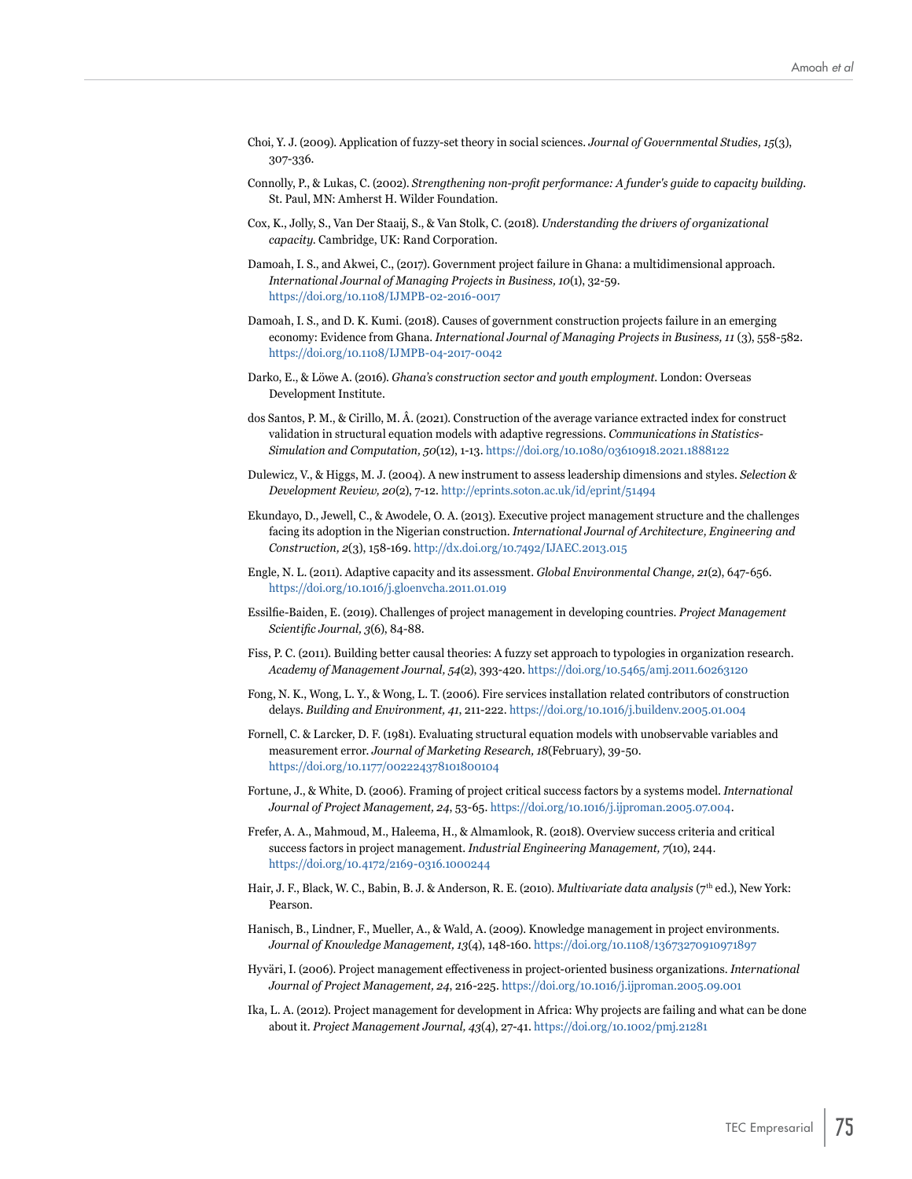Choi, Y. J. (2009). Application of fuzzy-set theory in social sciences. *Journal of Governmental Studies, 15*(3), 307-336.

Connolly, P., & Lukas, C. (2002). *Strengthening non-profit performance: A funder's guide to capacity building.* St. Paul, MN: Amherst H. Wilder Foundation.

Cox, K., Jolly, S., Van Der Staaij, S., & Van Stolk, C. (2018). *Understanding the drivers of organizational capacity.* Cambridge, UK: Rand Corporation.

Damoah, I. S., and Akwei, C., (2017). Government project failure in Ghana: a multidimensional approach. *International Journal of Managing Projects in Business, 10*(1), 32-59. https://doi.org/10.1108/IJMPB-02-2016-0017

Damoah, I. S., and D. K. Kumi. (2018). Causes of government construction projects failure in an emerging economy: Evidence from Ghana. *International Journal of Managing Projects in Business, 11* (3), 558-582. https://doi.org/10.1108/IJMPB-04-2017-0042

Darko, E., & Löwe A. (2016). *Ghana's construction sector and youth employment.* London: Overseas Development Institute.

dos Santos, P. M., & Cirillo, M. Â. (2021). Construction of the average variance extracted index for construct validation in structural equation models with adaptive regressions. *Communications in Statistics-Simulation and Computation, 50*(12), 1-13. https://doi.org/10.1080/03610918.2021.1888122

Dulewicz, V., & Higgs, M. J. (2004). A new instrument to assess leadership dimensions and styles. *Selection & Development Review, 20*(2), 7-12. http://eprints.soton.ac.uk/id/eprint/51494

Ekundayo, D., Jewell, C., & Awodele, O. A. (2013). Executive project management structure and the challenges facing its adoption in the Nigerian construction. *International Journal of Architecture, Engineering and Construction, 2*(3), 158-169. http://dx.doi.org/10.7492/IJAEC.2013.015

Engle, N. L. (2011). Adaptive capacity and its assessment. *Global Environmental Change, 21*(2), 647-656. https://doi.org/10.1016/j.gloenvcha.2011.01.019

Essilfie-Baiden, E. (2019). Challenges of project management in developing countries. *Project Management Scientific Journal, 3*(6), 84-88.

Fiss, P. C. (2011). Building better causal theories: A fuzzy set approach to typologies in organization research. *Academy of Management Journal, 54*(2), 393-420. https://doi.org/10.5465/amj.2011.60263120

Fong, N. K., Wong, L. Y., & Wong, L. T. (2006). Fire services installation related contributors of construction delays. *Building and Environment, 41*, 211-222. https://doi.org/10.1016/j.buildenv.2005.01.004

Fornell, C. & Larcker, D. F. (1981). Evaluating structural equation models with unobservable variables and measurement error. *Journal of Marketing Research, 18*(February), 39-50. https://doi.org/10.1177/002224378101800104

Fortune, J., & White, D. (2006). Framing of project critical success factors by a systems model. *International Journal of Project Management, 24*, 53-65. https://doi.org/10.1016/j.ijproman.2005.07.004.

Frefer, A. A., Mahmoud, M., Haleema, H., & Almamlook, R. (2018). Overview success criteria and critical success factors in project management. *Industrial Engineering Management, 7*(10), 244. https://doi.org/10.4172/2169-0316.1000244

Hair, J. F., Black, W. C., Babin, B. J. & Anderson, R. E. (2010). *Multivariate data analysis* (7th ed.), New York: Pearson.

Hanisch, B., Lindner, F., Mueller, A., & Wald, A. (2009). Knowledge management in project environments. *Journal of Knowledge Management, 13*(4), 148-160. https://doi.org/10.1108/13673270910971897

Hyväri, I. (2006). Project management effectiveness in project-oriented business organizations. *International Journal of Project Management, 24*, 216-225. https://doi.org/10.1016/j.ijproman.2005.09.001

Ika, L. A. (2012). Project management for development in Africa: Why projects are failing and what can be done about it. *Project Management Journal, 43*(4), 27-41. https://doi.org/10.1002/pmj.21281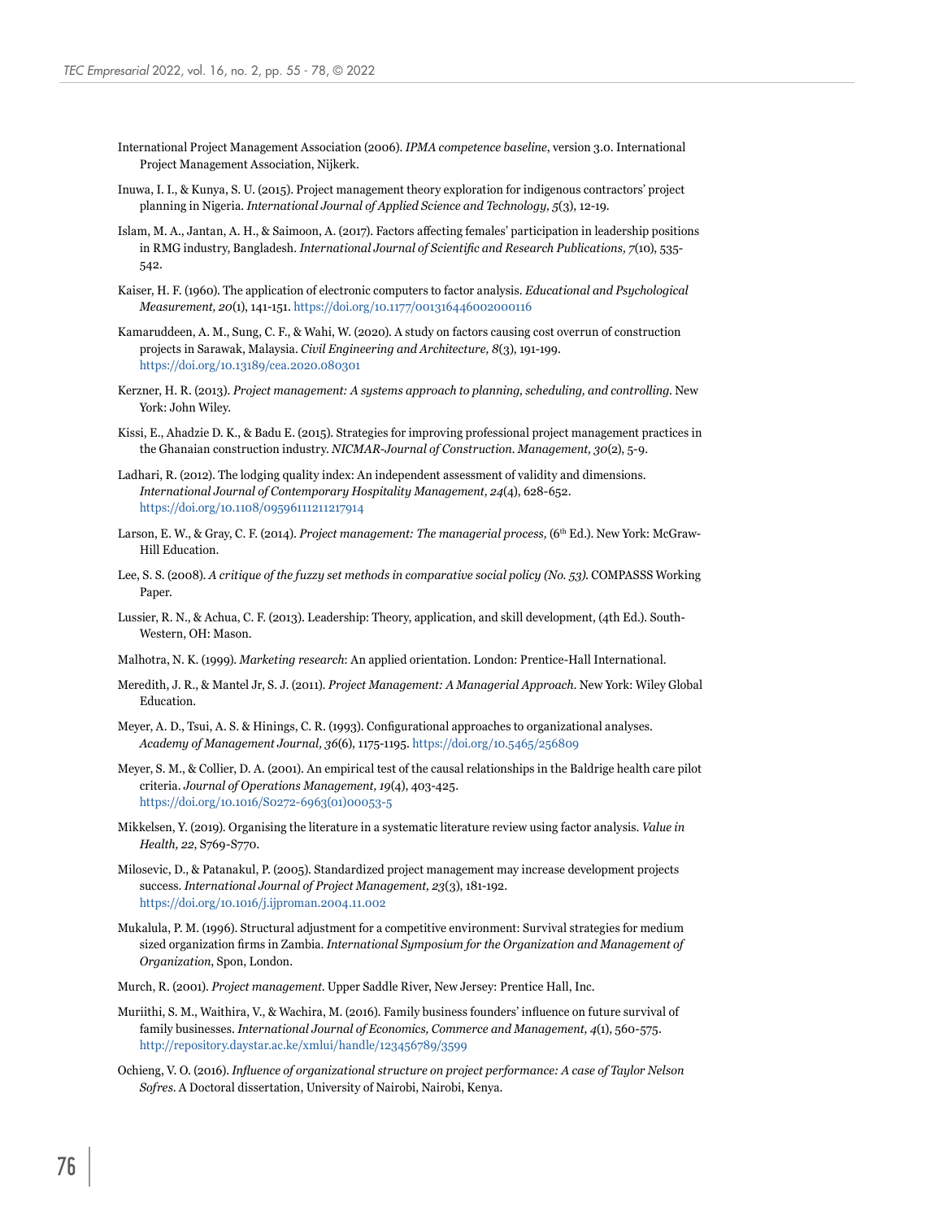International Project Management Association (2006). *IPMA competence baseline*, version 3.0. International Project Management Association, Nijkerk.

Inuwa, I. I., & Kunya, S. U. (2015). Project management theory exploration for indigenous contractors' project planning in Nigeria. *International Journal of Applied Science and Technology, 5*(3), 12-19.

Islam, M. A., Jantan, A. H., & Saimoon, A. (2017). Factors affecting females' participation in leadership positions in RMG industry, Bangladesh. *International Journal of Scientific and Research Publications, 7*(10), 535-542.

Kaiser, H. F. (1960). The application of electronic computers to factor analysis. *Educational and Psychological Measurement, 20*(1), 141-151. https://doi.org/10.1177/001316446002000116

Kamaruddeen, A. M., Sung, C. F., & Wahi, W. (2020). A study on factors causing cost overrun of construction projects in Sarawak, Malaysia. *Civil Engineering and Architecture, 8*(3), 191-199. https://doi.org/10.13189/cea.2020.080301

Kerzner, H. R. (2013). *Project management: A systems approach to planning, scheduling, and controlling*. New York: John Wiley.

Kissi, E., Ahadzie D. K., & Badu E. (2015). Strategies for improving professional project management practices in the Ghanaian construction industry. *NICMAR-Journal of Construction. Management, 30*(2), 5-9.

Ladhari, R. (2012). The lodging quality index: An independent assessment of validity and dimensions. *International Journal of Contemporary Hospitality Management, 24*(4), 628-652. https://doi.org/10.1108/09596111211217914

Larson, E. W., & Gray, C. F. (2014). *Project management: The managerial process,* (6th Ed.). New York: McGraw-Hill Education.

Lee, S. S. (2008). *A critique of the fuzzy set methods in comparative social policy (No. 53)*. COMPASSS Working Paper.

Lussier, R. N., & Achua, C. F. (2013). Leadership: Theory, application, and skill development, (4th Ed.). South-Western, OH: Mason.

Malhotra, N. K. (1999). *Marketing research*: An applied orientation. London: Prentice-Hall International.

Meredith, J. R., & Mantel Jr, S. J. (2011). *Project Management: A Managerial Approach*. New York: Wiley Global Education.

Meyer, A. D., Tsui, A. S. & Hinings, C. R. (1993). Configurational approaches to organizational analyses. *Academy of Management Journal, 36*(6), 1175-1195. https://doi.org/10.5465/256809

Meyer, S. M., & Collier, D. A. (2001). An empirical test of the causal relationships in the Baldrige health care pilot criteria. *Journal of Operations Management, 19*(4), 403-425. https://doi.org/10.1016/S0272-6963(01)00053-5

Mikkelsen, Y. (2019). Organising the literature in a systematic literature review using factor analysis. *Value in Health, 22,* S769-S770.

Milosevic, D., & Patanakul, P. (2005). Standardized project management may increase development projects success. *International Journal of Project Management, 23*(3), 181-192. https://doi.org/10.1016/j.ijproman.2004.11.002

Mukalula, P. M. (1996). Structural adjustment for a competitive environment: Survival strategies for medium sized organization firms in Zambia. *International Symposium for the Organization and Management of Organization*, Spon, London.

Murch, R. (2001). *Project management*. Upper Saddle River, New Jersey: Prentice Hall, Inc.

Muriithi, S. M., Waithira, V., & Wachira, M. (2016). Family business founders' influence on future survival of family businesses. *International Journal of Economics, Commerce and Management, 4*(1), 560-575. http://repository.daystar.ac.ke/xmlui/handle/123456789/3599

Ochieng, V. O. (2016). *Influence of organizational structure on project performance: A case of Taylor Nelson Sofres*. A Doctoral dissertation, University of Nairobi, Nairobi, Kenya.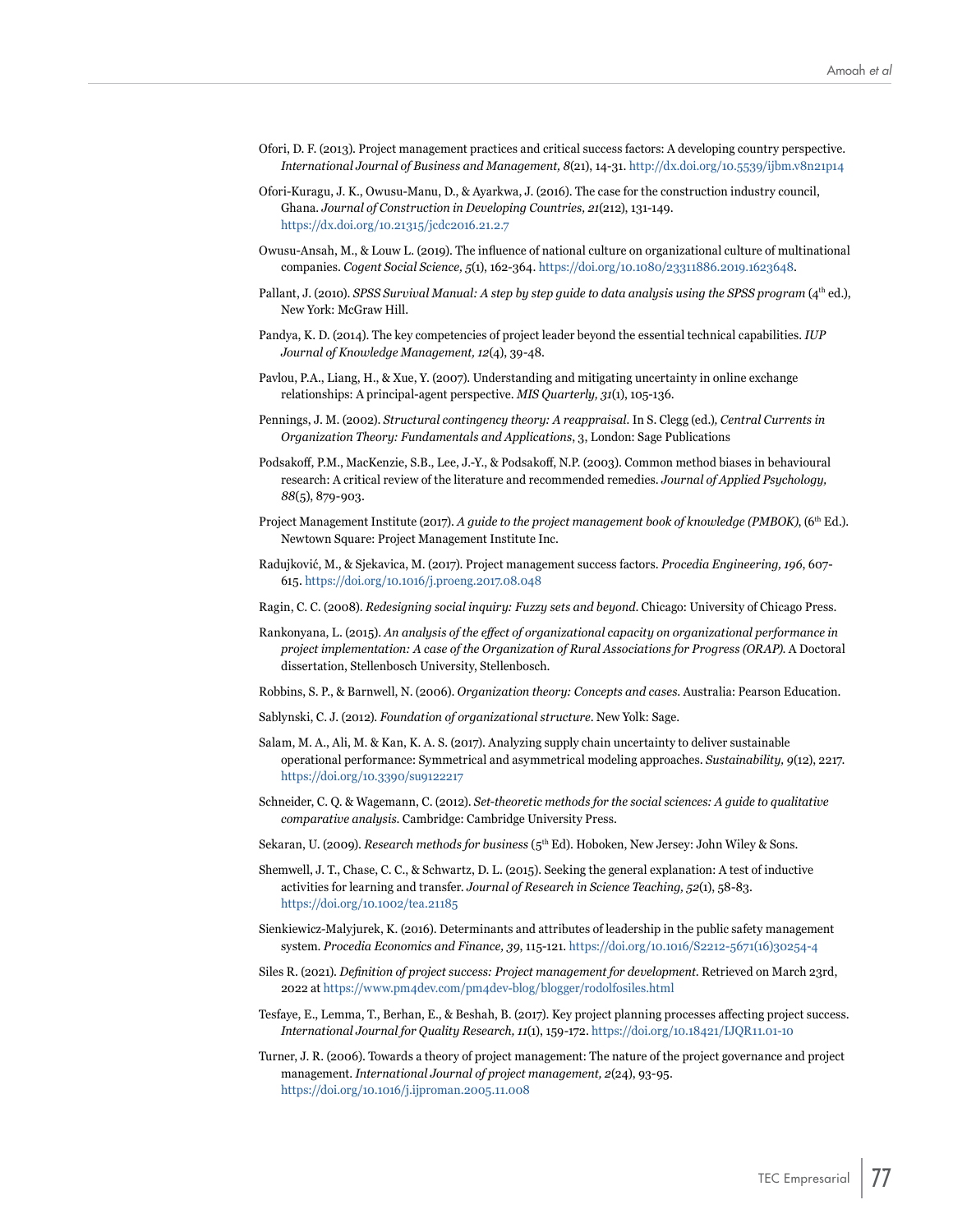Ofori, D. F. (2013). Project management practices and critical success factors: A developing country perspective. *International Journal of Business and Management, 8*(21), 14-31. http://dx.doi.org/10.5539/ijbm.v8n21p14

Ofori-Kuragu, J. K., Owusu-Manu, D., & Ayarkwa, J. (2016). The case for the construction industry council, Ghana. *Journal of Construction in Developing Countries, 21*(212), 131-149. https://dx.doi.org/10.21315/jcdc2016.21.2.7

Owusu-Ansah, M., & Louw L. (2019). The influence of national culture on organizational culture of multinational companies. *Cogent Social Science, 5*(1), 162-364. https://doi.org/10.1080/23311886.2019.1623648.

Pallant, J. (2010). *SPSS Survival Manual: A step by step guide to data analysis using the SPSS program* (4th ed.), New York: McGraw Hill.

Pandya, K. D. (2014). The key competencies of project leader beyond the essential technical capabilities. *IUP Journal of Knowledge Management, 12*(4), 39-48.

Pavlou, P.A., Liang, H., & Xue, Y. (2007). Understanding and mitigating uncertainty in online exchange relationships: A principal-agent perspective. *MIS Quarterly, 31*(1), 105-136.

Pennings, J. M. (2002). *Structural contingency theory: A reappraisal*. In S. Clegg (ed.)*, Central Currents in Organization Theory: Fundamentals and Applications*, 3, London: Sage Publications

Podsakoff, P.M., MacKenzie, S.B., Lee, J.-Y., & Podsakoff, N.P. (2003). Common method biases in behavioural research: A critical review of the literature and recommended remedies. *Journal of Applied Psychology, 88*(5), 879-903.

Project Management Institute (2017). *A guide to the project management book of knowledge (PMBOK)*, (6th Ed.). Newtown Square: Project Management Institute Inc.

Radujković, M., & Sjekavica, M. (2017). Project management success factors. *Procedia Engineering, 196*, 607-615. https://doi.org/10.1016/j.proeng.2017.08.048

Ragin, C. C. (2008). *Redesigning social inquiry: Fuzzy sets and beyond*. Chicago: University of Chicago Press.

Rankonyana, L. (2015). *An analysis of the effect of organizational capacity on organizational performance in project implementation: A case of the Organization of Rural Associations for Progress (ORAP)*. A Doctoral dissertation, Stellenbosch University, Stellenbosch.

Robbins, S. P., & Barnwell, N. (2006). *Organization theory: Concepts and cases*. Australia: Pearson Education.

Sablynski, C. J. (2012). *Foundation of organizational structure*. New Yolk: Sage.

Salam, M. A., Ali, M. & Kan, K. A. S. (2017). Analyzing supply chain uncertainty to deliver sustainable operational performance: Symmetrical and asymmetrical modeling approaches. *Sustainability, 9*(12), 2217. https://doi.org/10.3390/su9122217

Schneider, C. Q. & Wagemann, C. (2012). *Set-theoretic methods for the social sciences: A guide to qualitative comparative analysis*. Cambridge: Cambridge University Press.

Sekaran, U. (2009). *Research methods for business* (5th Ed). Hoboken, New Jersey: John Wiley & Sons.

Shemwell, J. T., Chase, C. C., & Schwartz, D. L. (2015). Seeking the general explanation: A test of inductive activities for learning and transfer. *Journal of Research in Science Teaching, 52*(1), 58-83. https://doi.org/10.1002/tea.21185

Sienkiewicz-Malyjurek, K. (2016). Determinants and attributes of leadership in the public safety management system. *Procedia Economics and Finance, 39*, 115-121. https://doi.org/10.1016/S2212-5671(16)30254-4

Siles R. (2021). *Definition of project success: Project management for development*. Retrieved on March 23rd, 2022 at https://www.pm4dev.com/pm4dev-blog/blogger/rodolfosiles.html

Tesfaye, E., Lemma, T., Berhan, E., & Beshah, B. (2017). Key project planning processes affecting project success. *International Journal for Quality Research, 11*(1), 159-172. https://doi.org/10.18421/IJQR11.01-10

Turner, J. R. (2006). Towards a theory of project management: The nature of the project governance and project management. *International Journal of project management, 2*(24), 93-95. https://doi.org/10.1016/j.ijproman.2005.11.008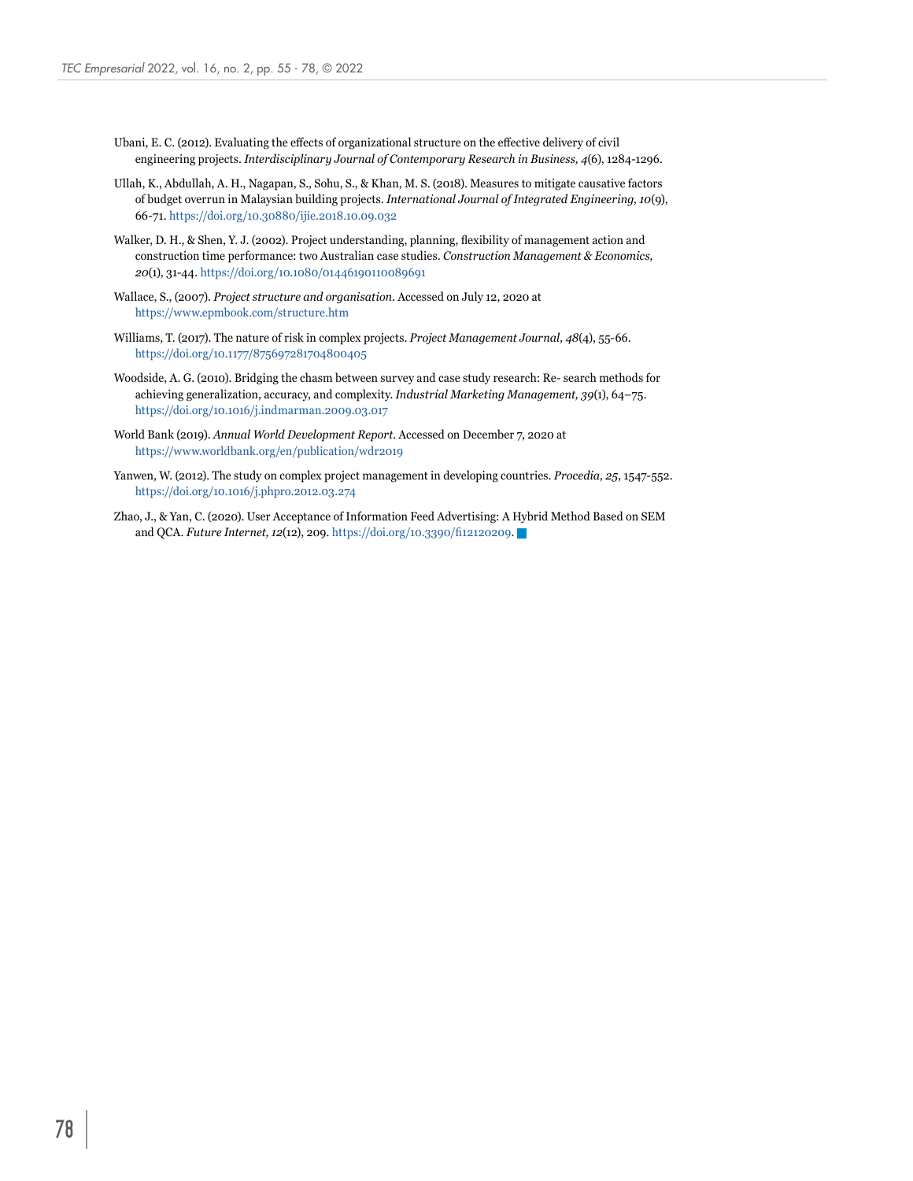Ubani, E. C. (2012). Evaluating the effects of organizational structure on the effective delivery of civil engineering projects. *Interdisciplinary Journal of Contemporary Research in Business, 4*(6), 1284-1296.

Ullah, K., Abdullah, A. H., Nagapan, S., Sohu, S., & Khan, M. S. (2018). Measures to mitigate causative factors of budget overrun in Malaysian building projects. *International Journal of Integrated Engineering, 10*(9), 66-71. https://doi.org/10.30880/ijie.2018.10.09.032

Walker, D. H., & Shen, Y. J. (2002). Project understanding, planning, flexibility of management action and construction time performance: two Australian case studies. *Construction Management & Economics, 20*(1), 31-44. https://doi.org/10.1080/01446190110089691

Wallace, S., (2007). *Project structure and organisation*. Accessed on July 12, 2020 at https://www.epmbook.com/structure.htm

Williams, T. (2017). The nature of risk in complex projects. *Project Management Journal, 48*(4), 55-66. https://doi.org/10.1177/875697281704800405

Woodside, A. G. (2010). Bridging the chasm between survey and case study research: Re- search methods for achieving generalization, accuracy, and complexity. *Industrial Marketing Management, 39*(1), 64–75. https://doi.org/10.1016/j.indmarman.2009.03.017

World Bank (2019). *Annual World Development Report*. Accessed on December 7, 2020 at https://www.worldbank.org/en/publication/wdr2019

Yanwen, W. (2012). The study on complex project management in developing countries. *Procedia, 25*, 1547-552. https://doi.org/10.1016/j.phpro.2012.03.274

Zhao, J., & Yan, C. (2020). User Acceptance of Information Feed Advertising: A Hybrid Method Based on SEM and QCA. *Future Internet, 12*(12), 209. https://doi.org/10.3390/fi12120209.